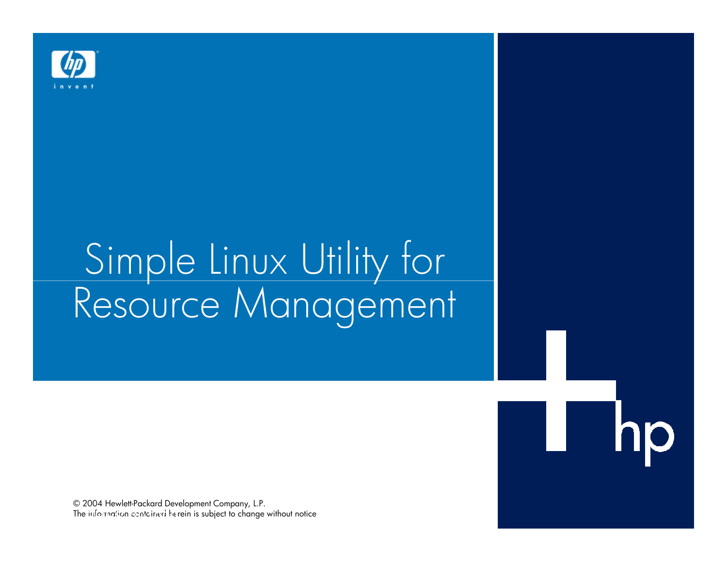# Simple Linux Utility for Resource Management

© 2004 Hewlett-Packard Development Company, L.P.
The information contained herein is subject to change without notice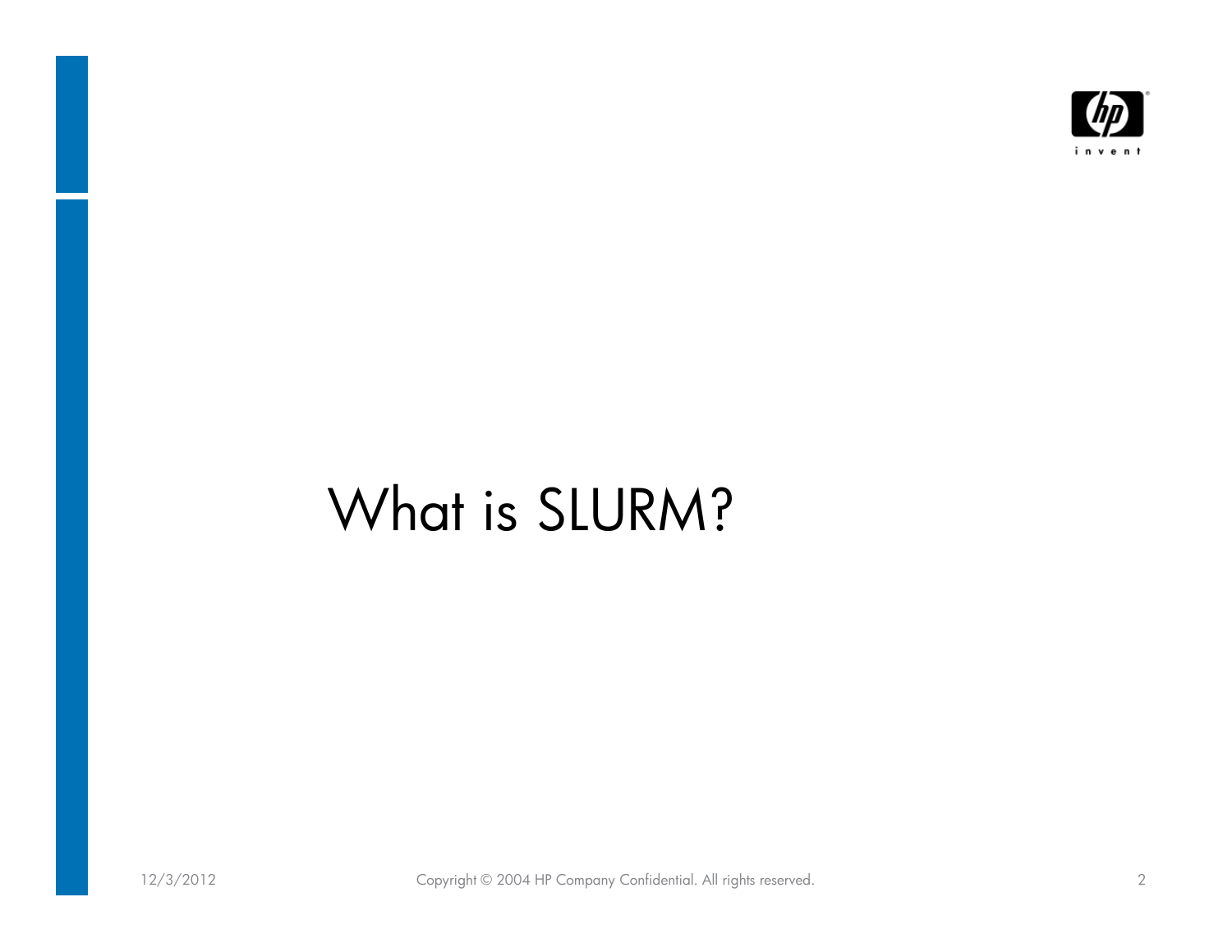# What is SLURM?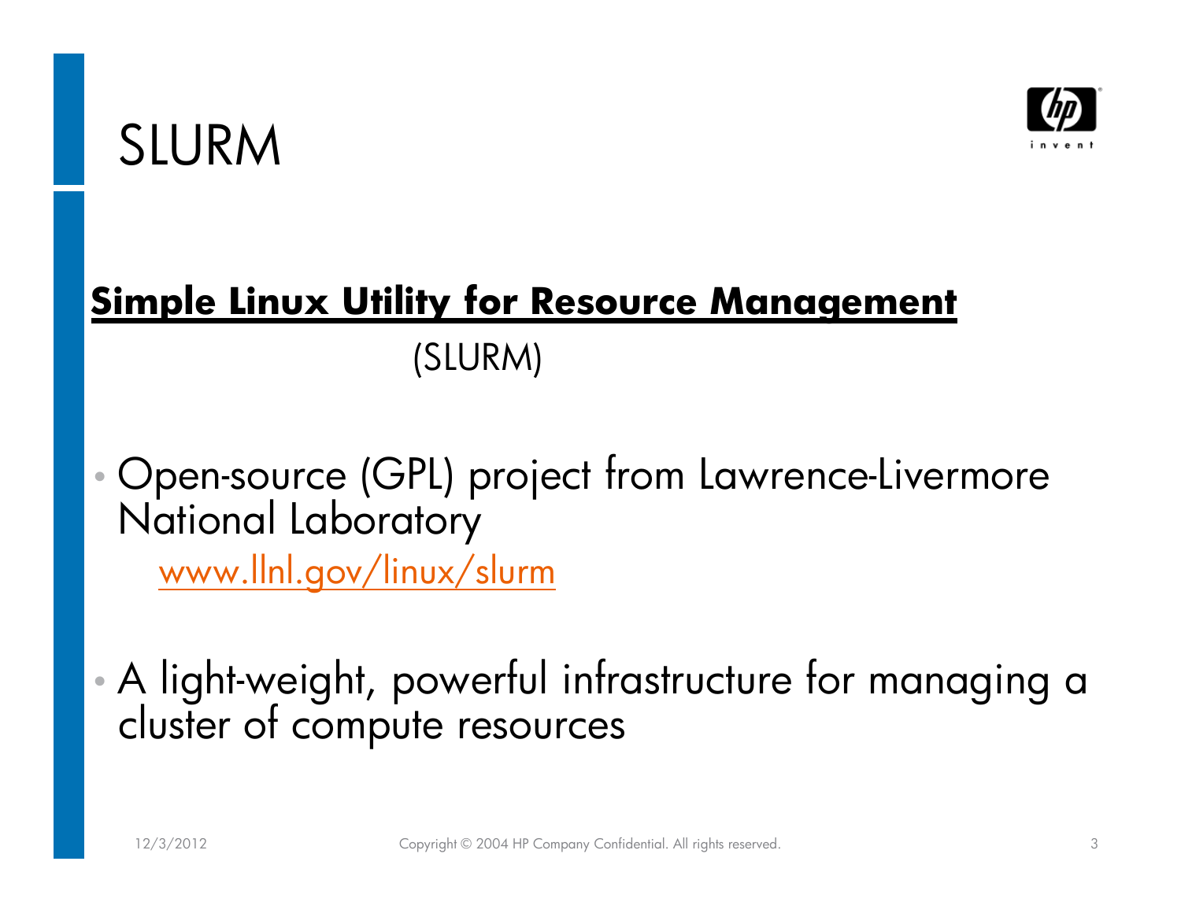# SLURM

**Simple Linux Utility for Resource Management**

(SLURM)

- Open-source (GPL) project from Lawrence-Livermore National Laboratory

  www.llnl.gov/linux/slurm

- A light-weight, powerful infrastructure for managing a cluster of compute resources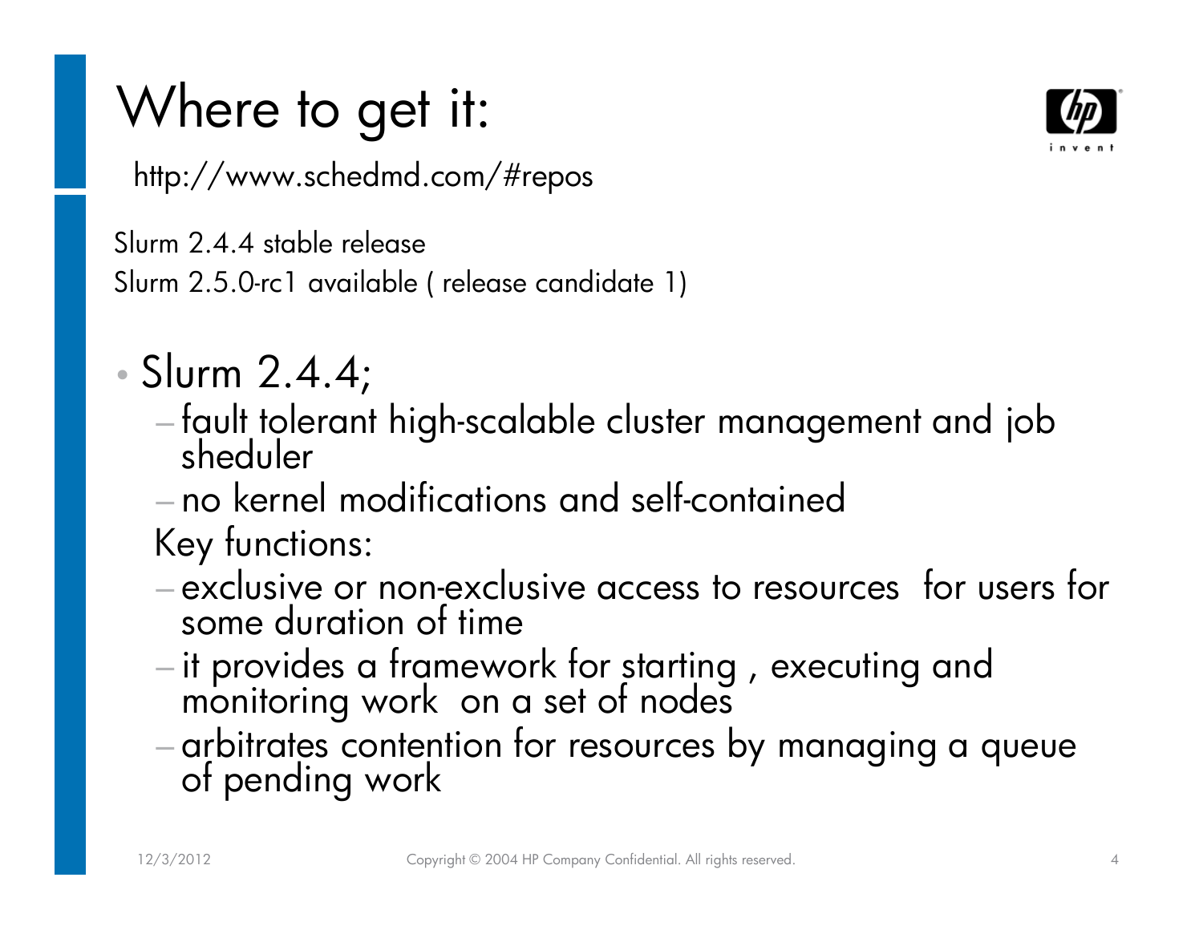# Where to get it:

http://www.schedmd.com/#repos

Slurm 2.4.4 stable release

Slurm 2.5.0-rc1 available ( release candidate 1)

- Slurm 2.4.4;
  - fault tolerant high-scalable cluster management and job sheduler
  - no kernel modifications and self-contained

  Key functions:
  - exclusive or non-exclusive access to resources  for users for some duration of time
  - it provides a framework for starting , executing and monitoring work  on a set of nodes
  - arbitrates contention for resources by managing a queue of pending work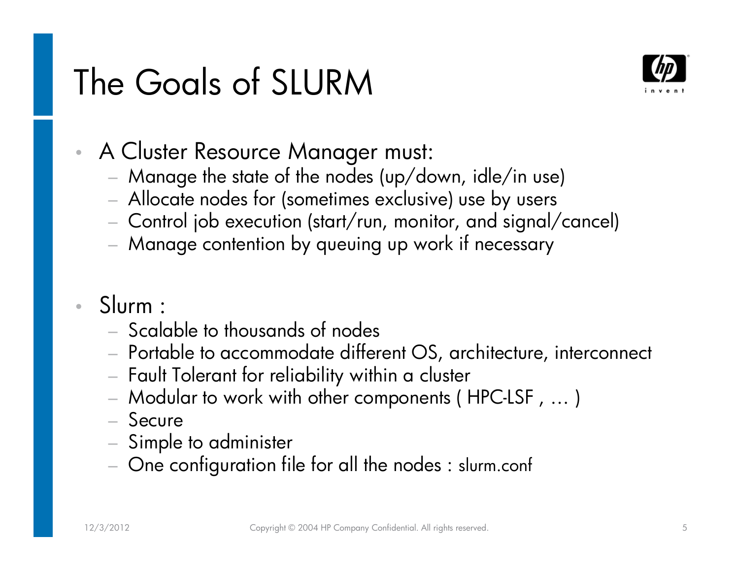# The Goals of SLURM

- A Cluster Resource Manager must:
  - Manage the state of the nodes (up/down, idle/in use)
  - Allocate nodes for (sometimes exclusive) use by users
  - Control job execution (start/run, monitor, and signal/cancel)
  - Manage contention by queuing up work if necessary

- Slurm :
  - Scalable to thousands of nodes
  - Portable to accommodate different OS, architecture, interconnect
  - Fault Tolerant for reliability within a cluster
  - Modular to work with other components ( HPC-LSF , … )
  - Secure
  - Simple to administer
  - One configuration file for all the nodes : slurm.conf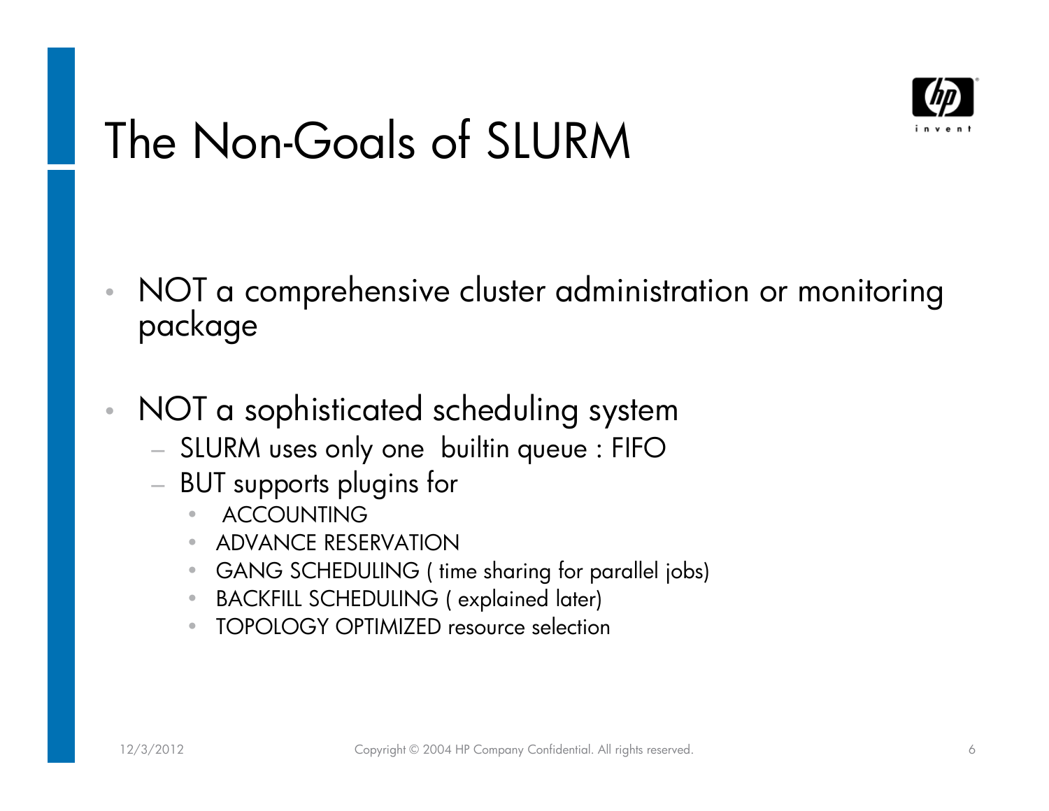# The Non-Goals of SLURM

- NOT a comprehensive cluster administration or monitoring package
- NOT a sophisticated scheduling system
  - SLURM uses only one builtin queue : FIFO
  - BUT supports plugins for
    - ACCOUNTING
    - ADVANCE RESERVATION
    - GANG SCHEDULING ( time sharing for parallel jobs)
    - BACKFILL SCHEDULING ( explained later)
    - TOPOLOGY OPTIMIZED resource selection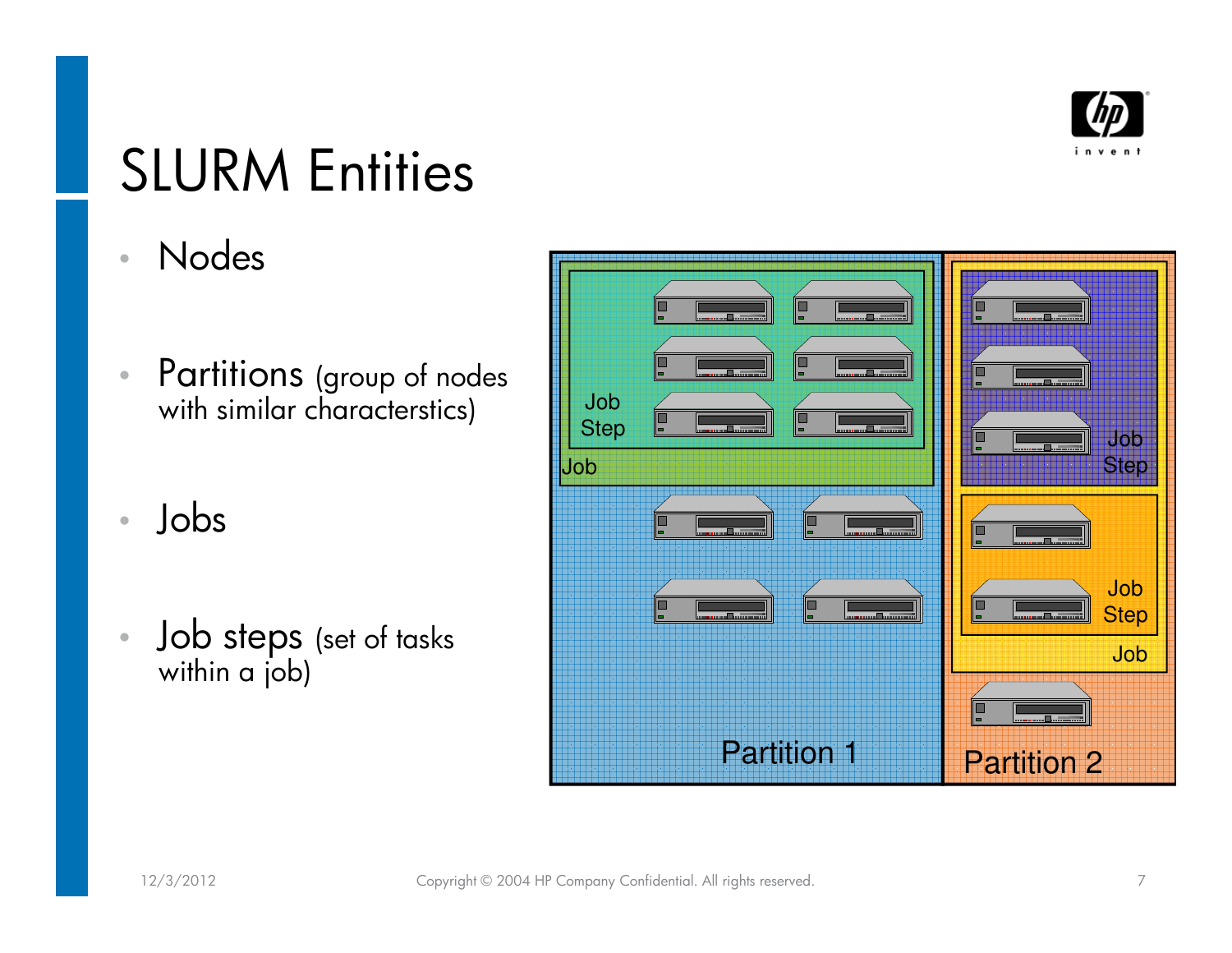# SLURM Entities

- Nodes
- Partitions (group of nodes with similar characterstics)
- Jobs
- Job steps (set of tasks within a job)

Job Step

Job

Partition 1

Job Step

Job Step

Job

Partition 2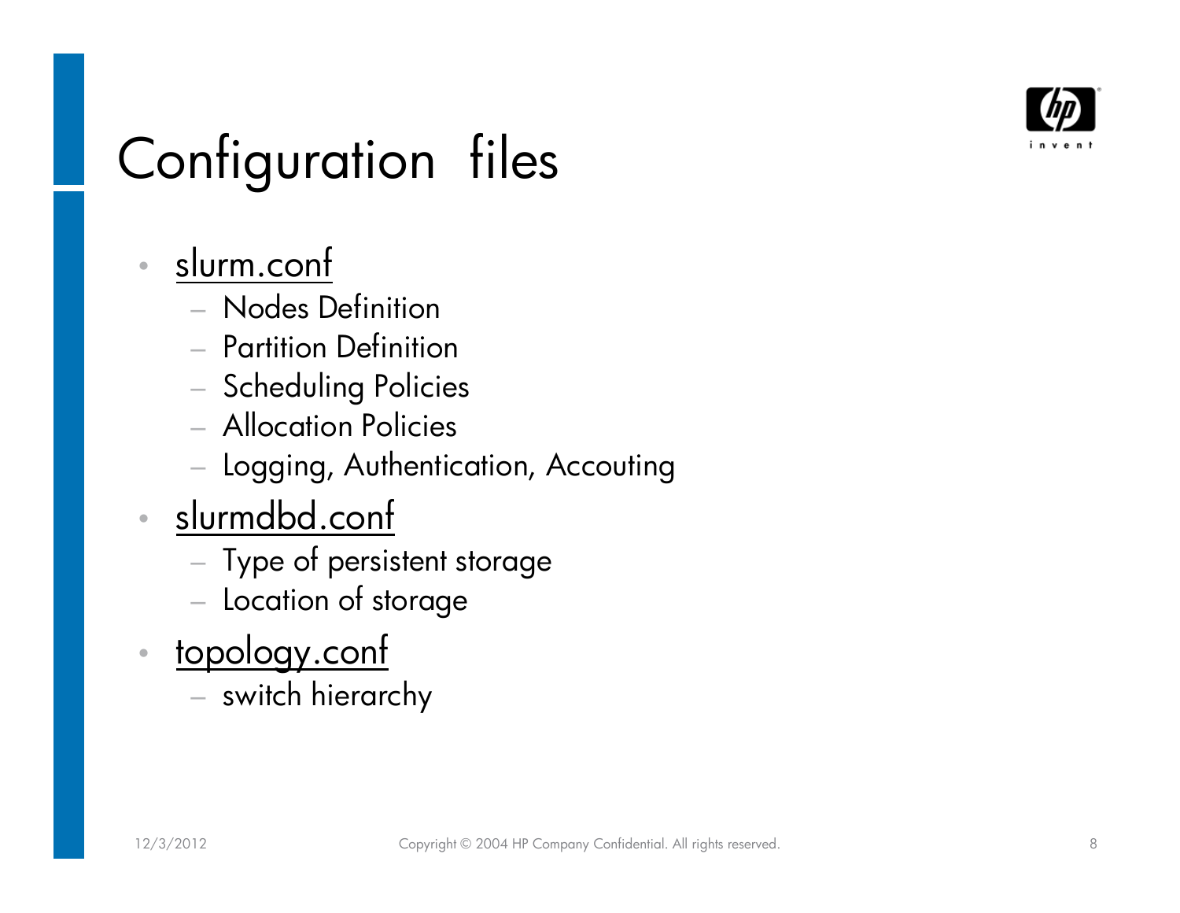# Configuration files

- slurm.conf
  - Nodes Definition
  - Partition Definition
  - Scheduling Policies
  - Allocation Policies
  - Logging, Authentication, Accouting
- slurmdbd.conf
  - Type of persistent storage
  - Location of storage
- topology.conf
  - switch hierarchy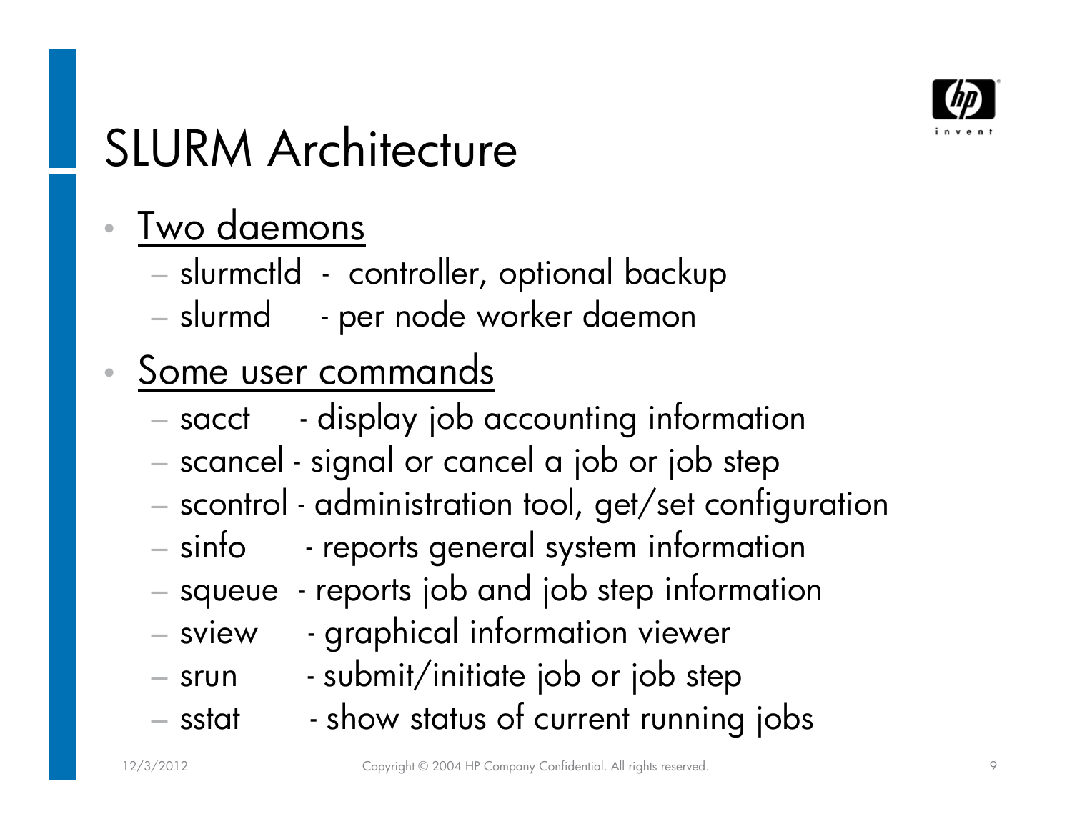# SLURM Architecture

- Two daemons
  - slurmctld - controller, optional backup
  - slurmd - per node worker daemon
- Some user commands
  - sacct - display job accounting information
  - scancel - signal or cancel a job or job step
  - scontrol - administration tool, get/set configuration
  - sinfo - reports general system information
  - squeue - reports job and job step information
  - sview - graphical information viewer
  - srun - submit/initiate job or job step
  - sstat - show status of current running jobs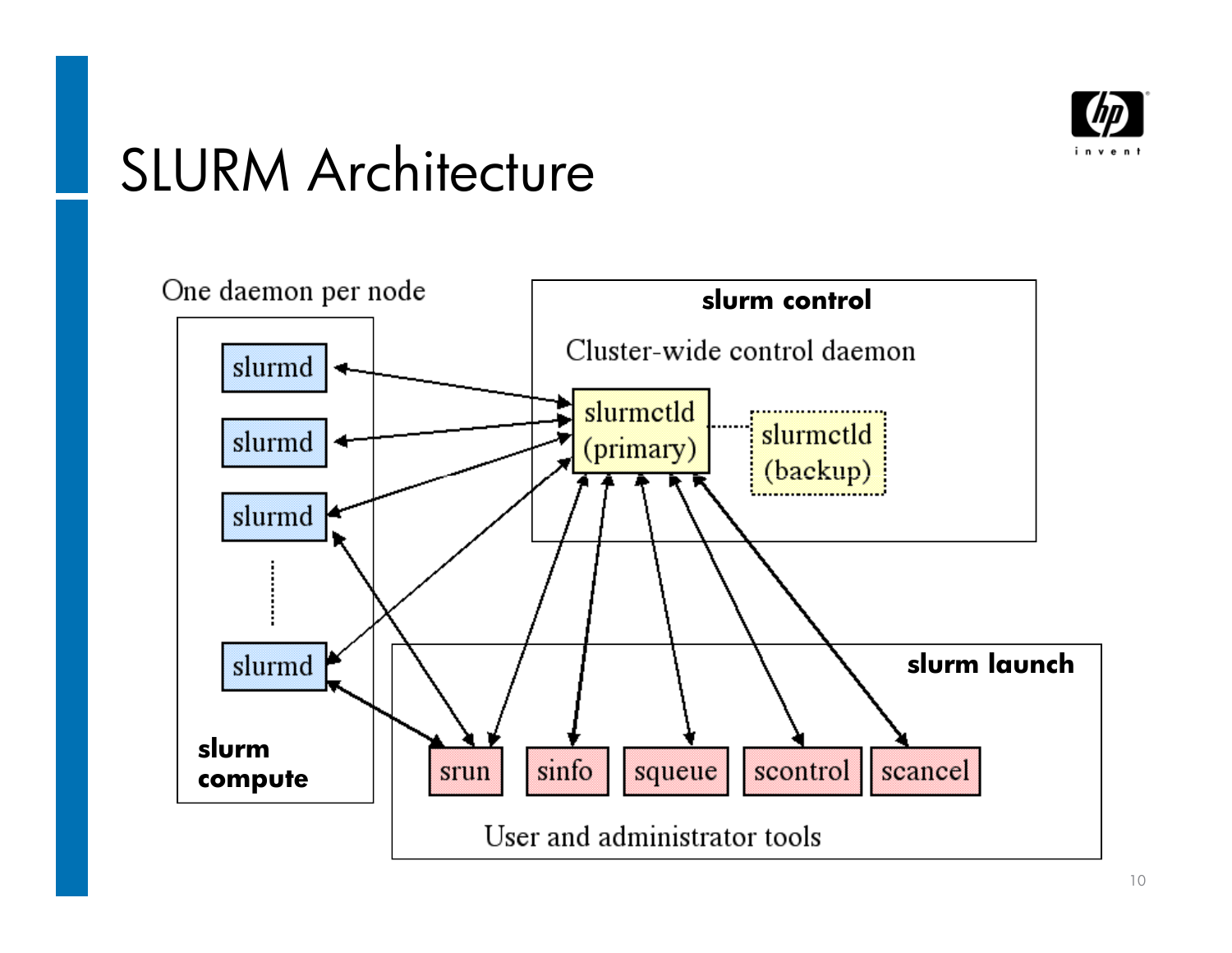# SLURM Architecture

One daemon per node

slurmd

slurmd

slurmd

slurmd

**slurm compute**

**slurm control**

Cluster-wide control daemon

slurmctld (primary)

slurmctld (backup)

**slurm launch**

srun

sinfo

squeue

scontrol

scancel

User and administrator tools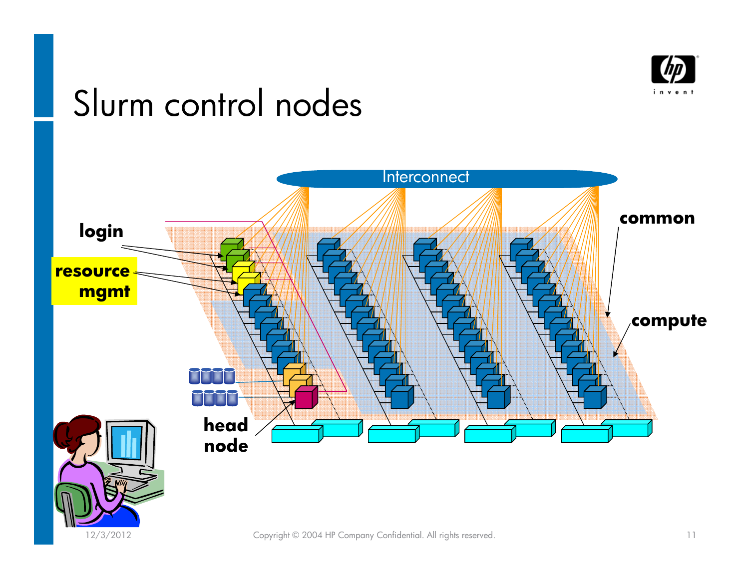# Slurm control nodes

Interconnect

login

resource mgmt

common

compute

head node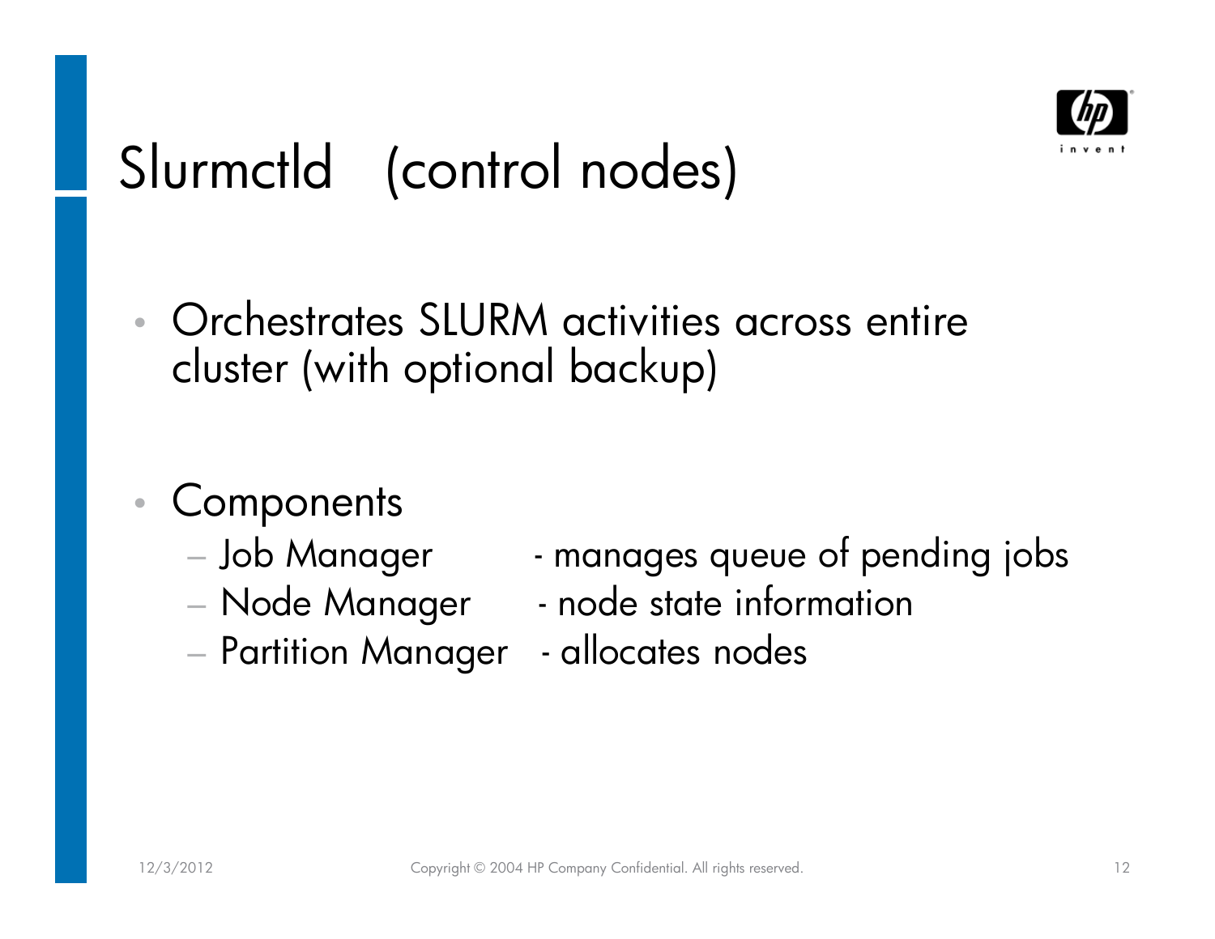# Slurmctld (control nodes)

- Orchestrates SLURM activities across entire cluster (with optional backup)

- Components
  - Job Manager - manages queue of pending jobs
  - Node Manager - node state information
  - Partition Manager - allocates nodes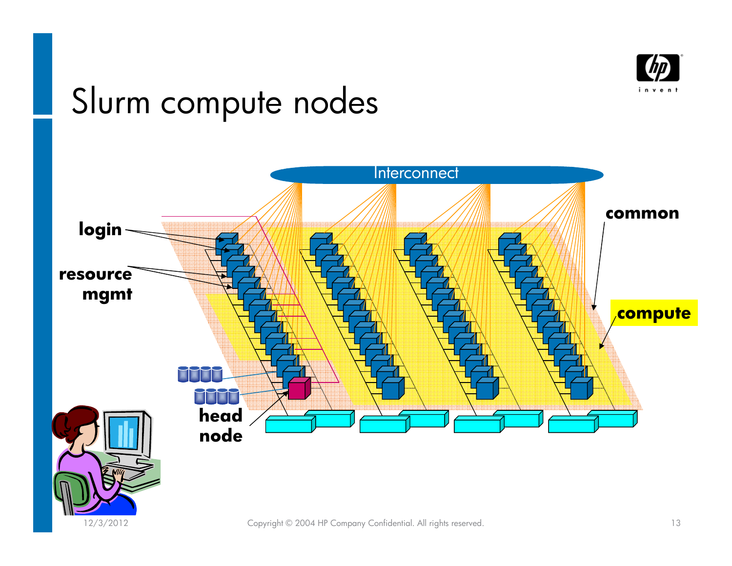# Slurm compute nodes

Interconnect

login

resource mgmt

head node

common

compute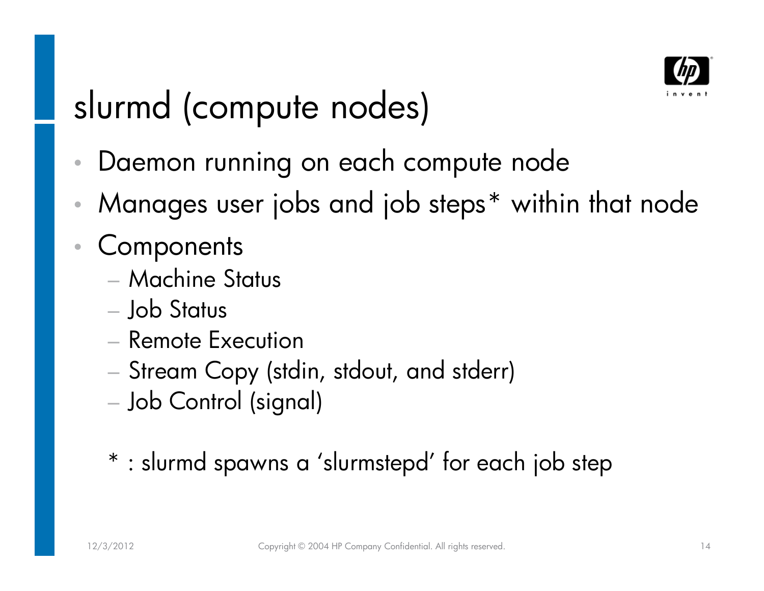# slurmd (compute nodes)

- Daemon running on each compute node
- Manages user jobs and job steps* within that node
- Components
  - Machine Status
  - Job Status
  - Remote Execution
  - Stream Copy (stdin, stdout, and stderr)
  - Job Control (signal)

\* : slurmd spawns a ‘slurmstepd’ for each job step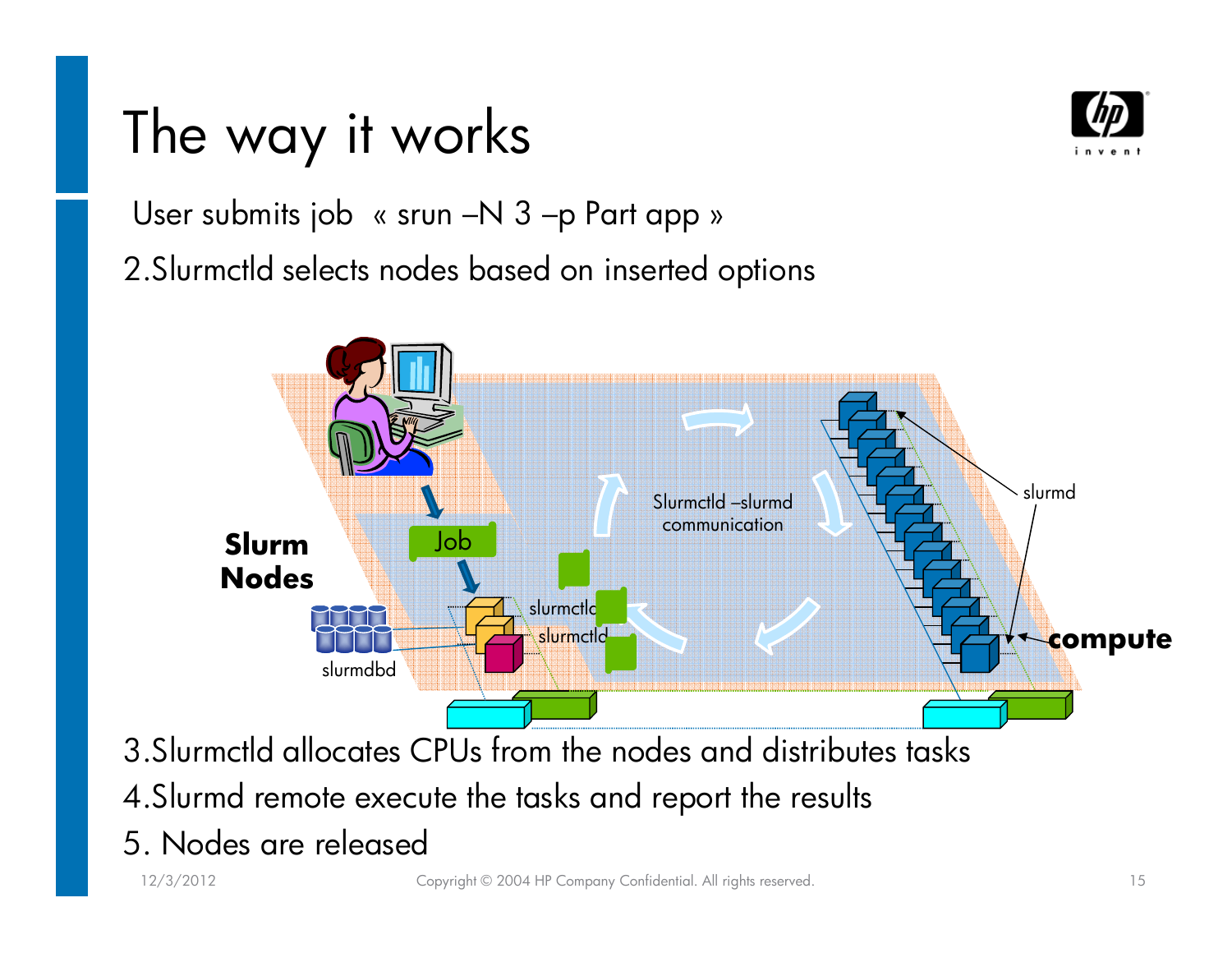# The way it works

User submits job « srun –N 3 –p Part app »

2.Slurmctld selects nodes based on inserted options

Slurm Nodes

Job

slurmctld

slurmctld

slurmdbd

Slurmctld –slurmd communication

slurmd

compute

3.Slurmctld allocates CPUs from the nodes and distributes tasks

4.Slurmd remote execute the tasks and report the results

5. Nodes are released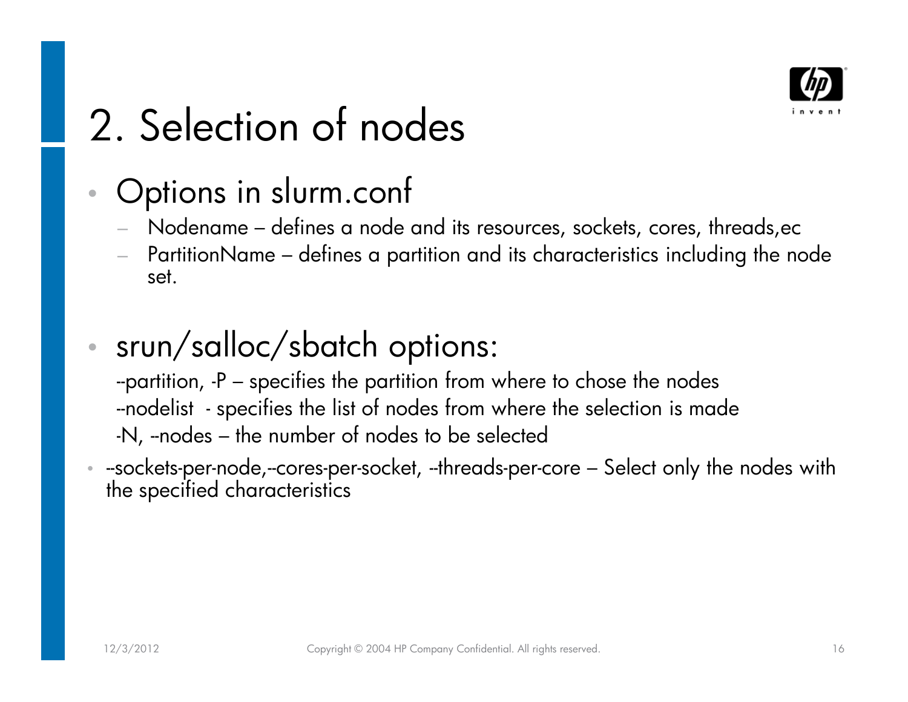# 2. Selection of nodes

- Options in slurm.conf
  - Nodename – defines a node and its resources, sockets, cores, threads,ec
  - PartitionName – defines a partition and its characteristics including the node set.

- srun/salloc/sbatch options:

  --partition, -P – specifies the partition from where to chose the nodes

  --nodelist - specifies the list of nodes from where the selection is made

  -N, --nodes – the number of nodes to be selected

- --sockets-per-node,--cores-per-socket, --threads-per-core – Select only the nodes with the specified characteristics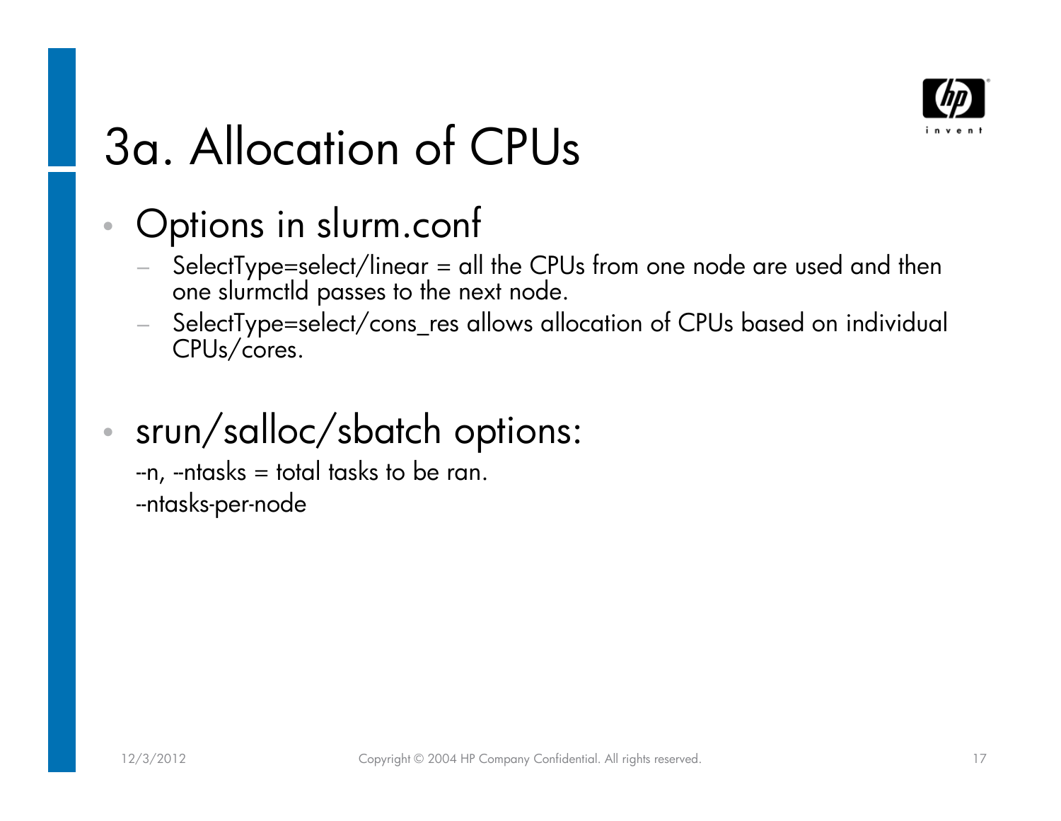# 3a. Allocation of CPUs

- Options in slurm.conf
  - SelectType=select/linear = all the CPUs from one node are used and then one slurmctld passes to the next node.
  - SelectType=select/cons_res allows allocation of CPUs based on individual CPUs/cores.

- srun/salloc/sbatch options:

  --n, --ntasks = total tasks to be ran.

  --ntasks-per-node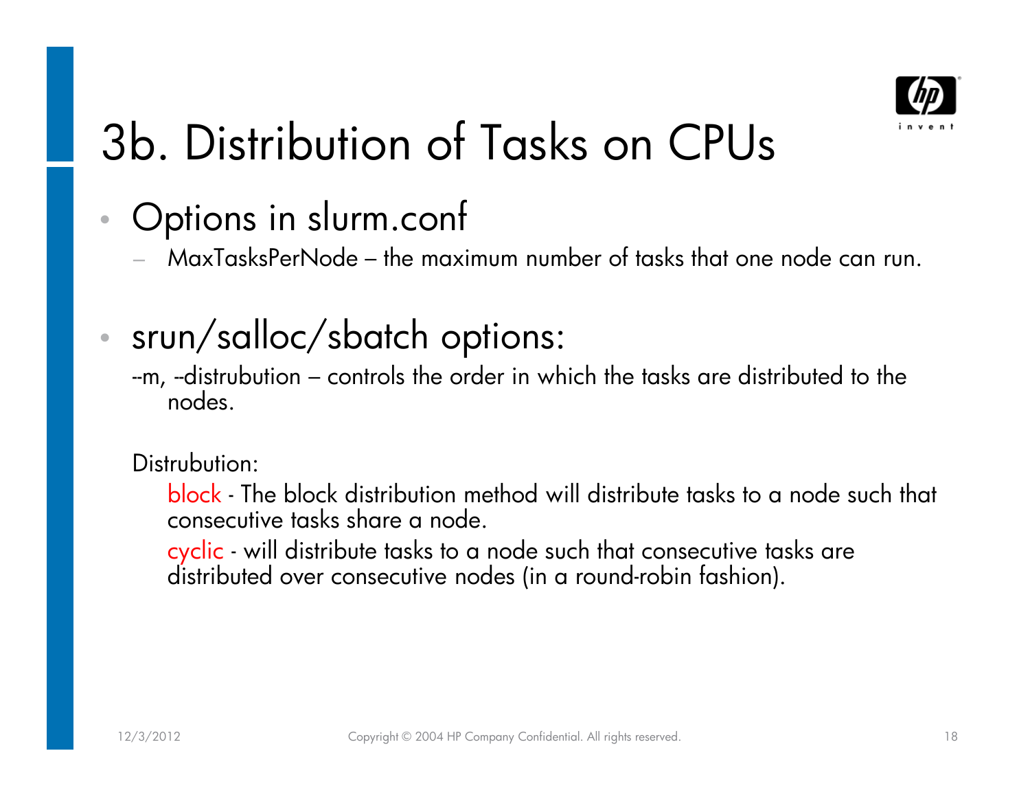# 3b. Distribution of Tasks on CPUs

- Options in slurm.conf
  - MaxTasksPerNode – the maximum number of tasks that one node can run.

- srun/salloc/sbatch options:

  --m, --distrubution – controls the order in which the tasks are distributed to the nodes.

  Distrubution:

  block - The block distribution method will distribute tasks to a node such that consecutive tasks share a node.

  cyclic - will distribute tasks to a node such that consecutive tasks are distributed over consecutive nodes (in a round-robin fashion).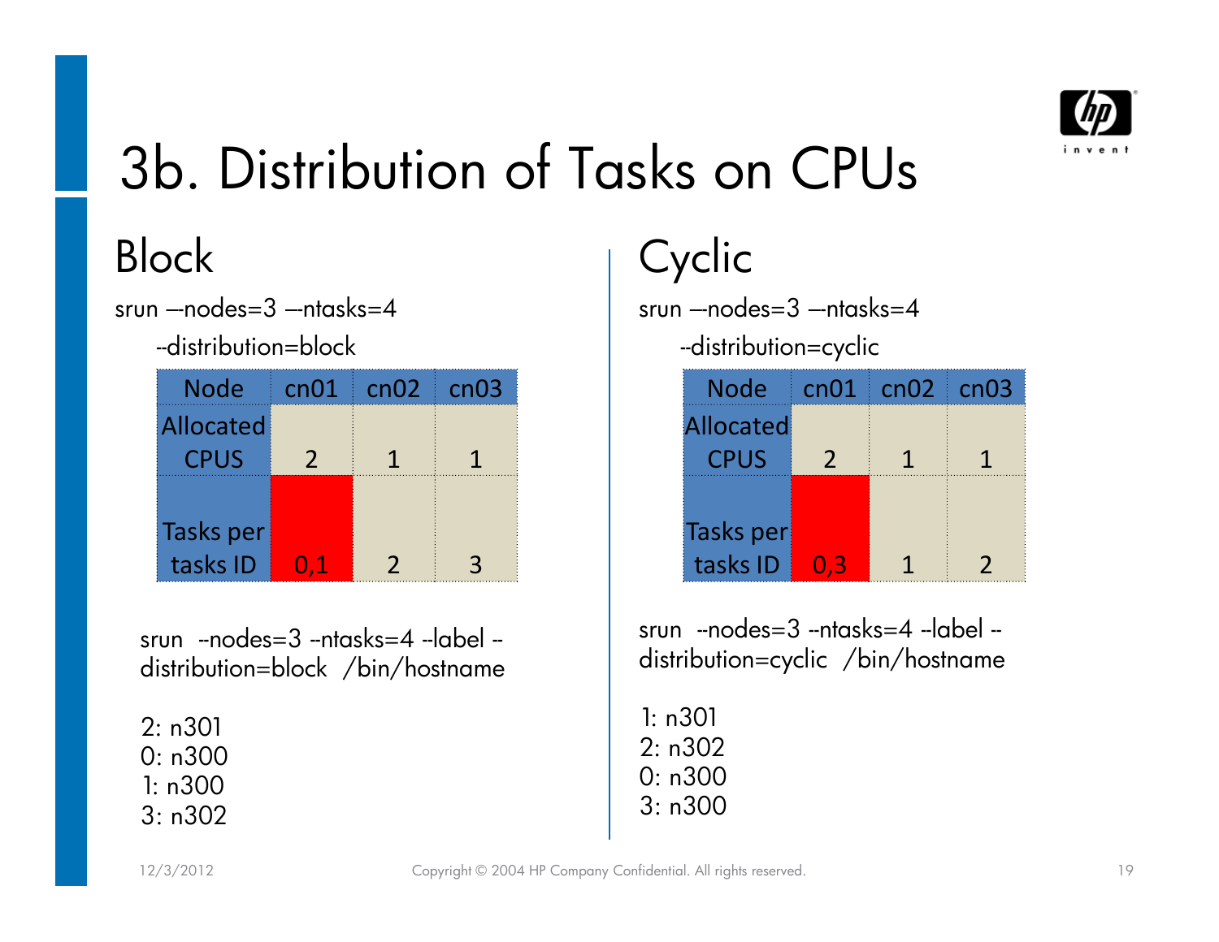# 3b. Distribution of Tasks on CPUs

## Block

srun –-nodes=3 –-ntasks=4 --distribution=block

| Node | cn01 | cn02 | cn03 |
|---|---|---|---|
| Allocated CPUS | 2 | 1 | 1 |
| Tasks per tasks ID | 0,1 | 2 | 3 |

```
srun  --nodes=3 --ntasks=4 --label --distribution=block  /bin/hostname
```

```
2: n301
0: n300
1: n300
3: n302
```

## Cyclic

srun –-nodes=3 –-ntasks=4 --distribution=cyclic

| Node | cn01 | cn02 | cn03 |
|---|---|---|---|
| Allocated CPUS | 2 | 1 | 1 |
| Tasks per tasks ID | 0,3 | 1 | 2 |

```
srun  --nodes=3 --ntasks=4 --label --distribution=cyclic  /bin/hostname
```

```
1: n301
2: n302
0: n300
3: n300
```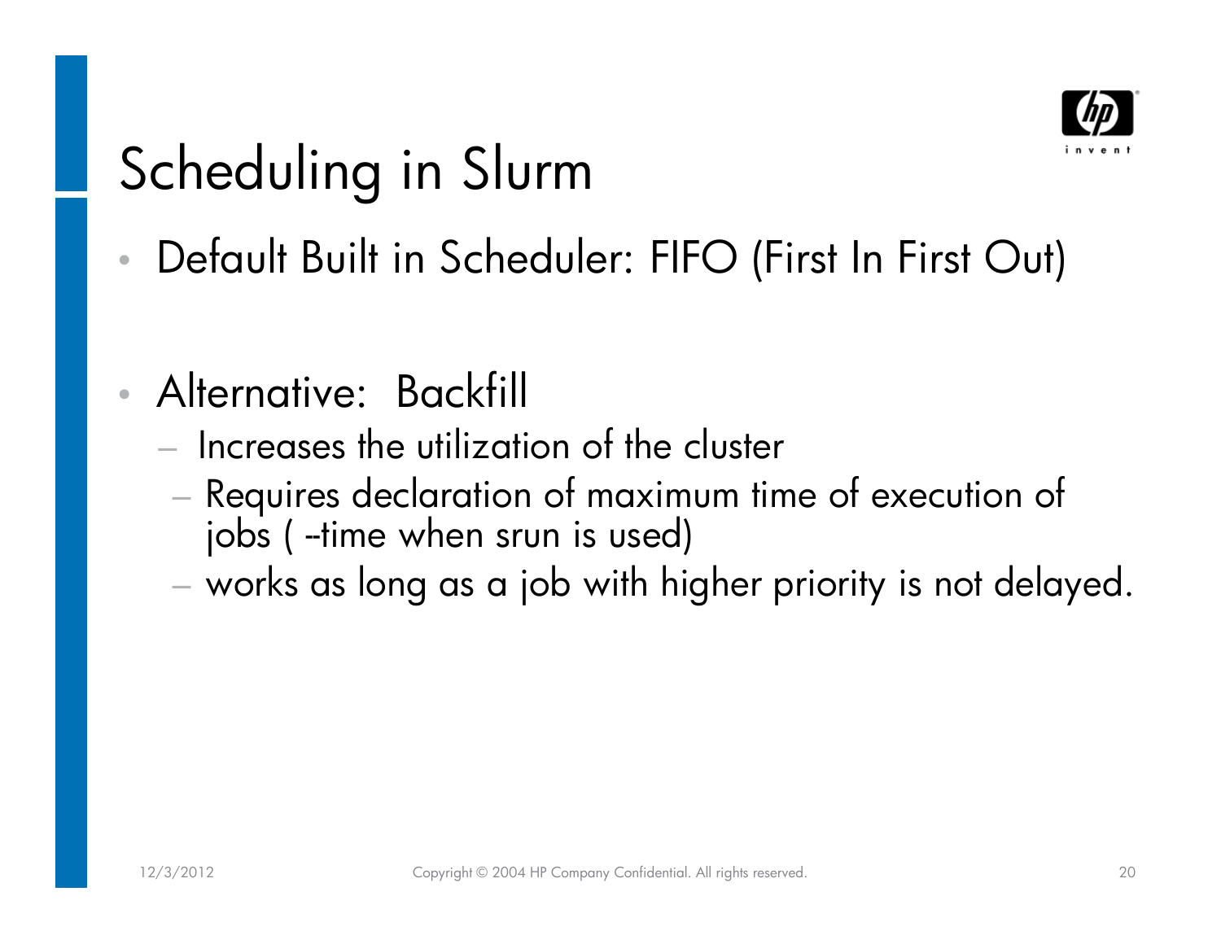# Scheduling in Slurm

- Default Built in Scheduler: FIFO (First In First Out)

- Alternative: Backfill
  - Increases the utilization of the cluster
  - Requires declaration of maximum time of execution of jobs ( --time when srun is used)
  - works as long as a job with higher priority is not delayed.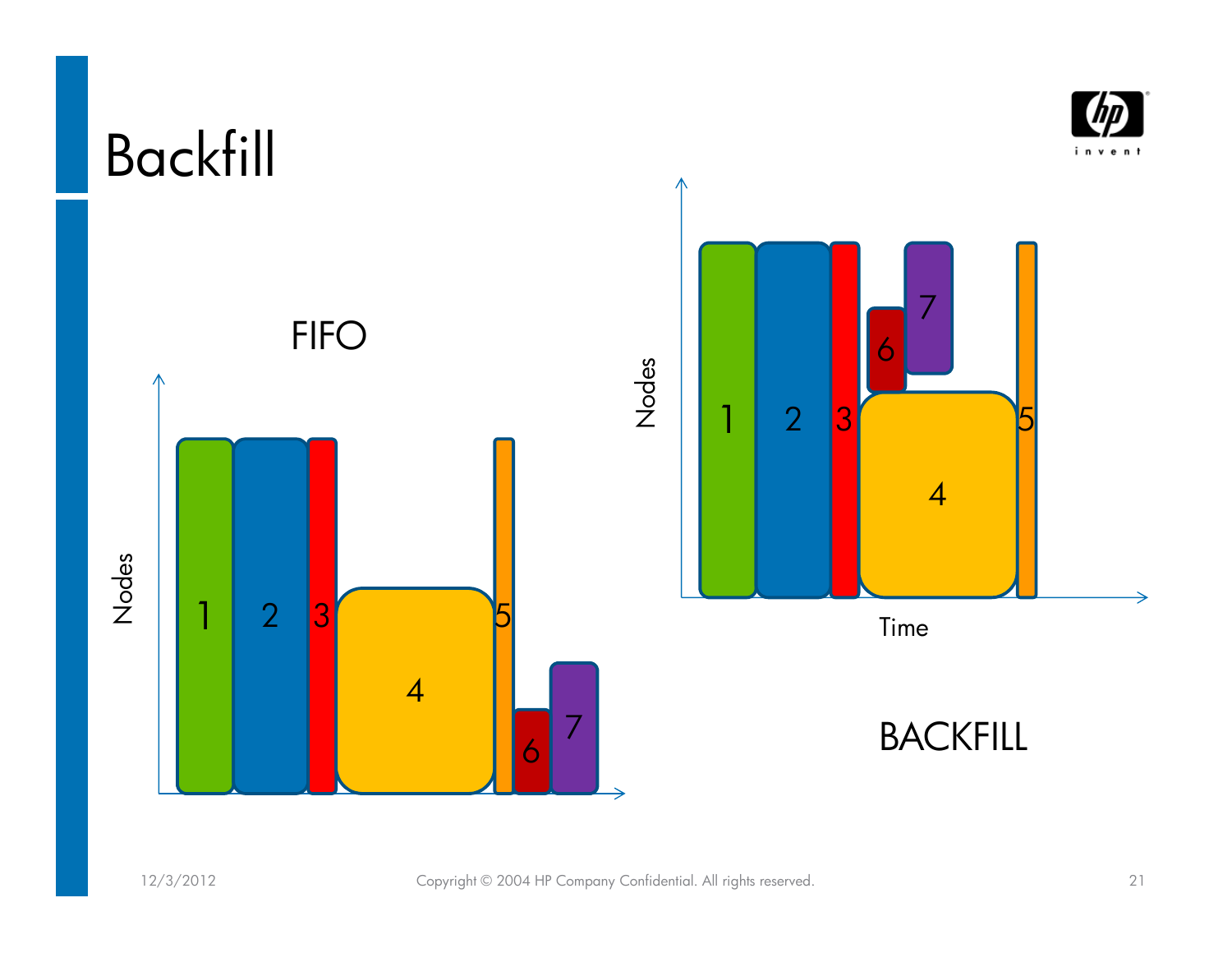# Backfill

FIFO

BACKFILL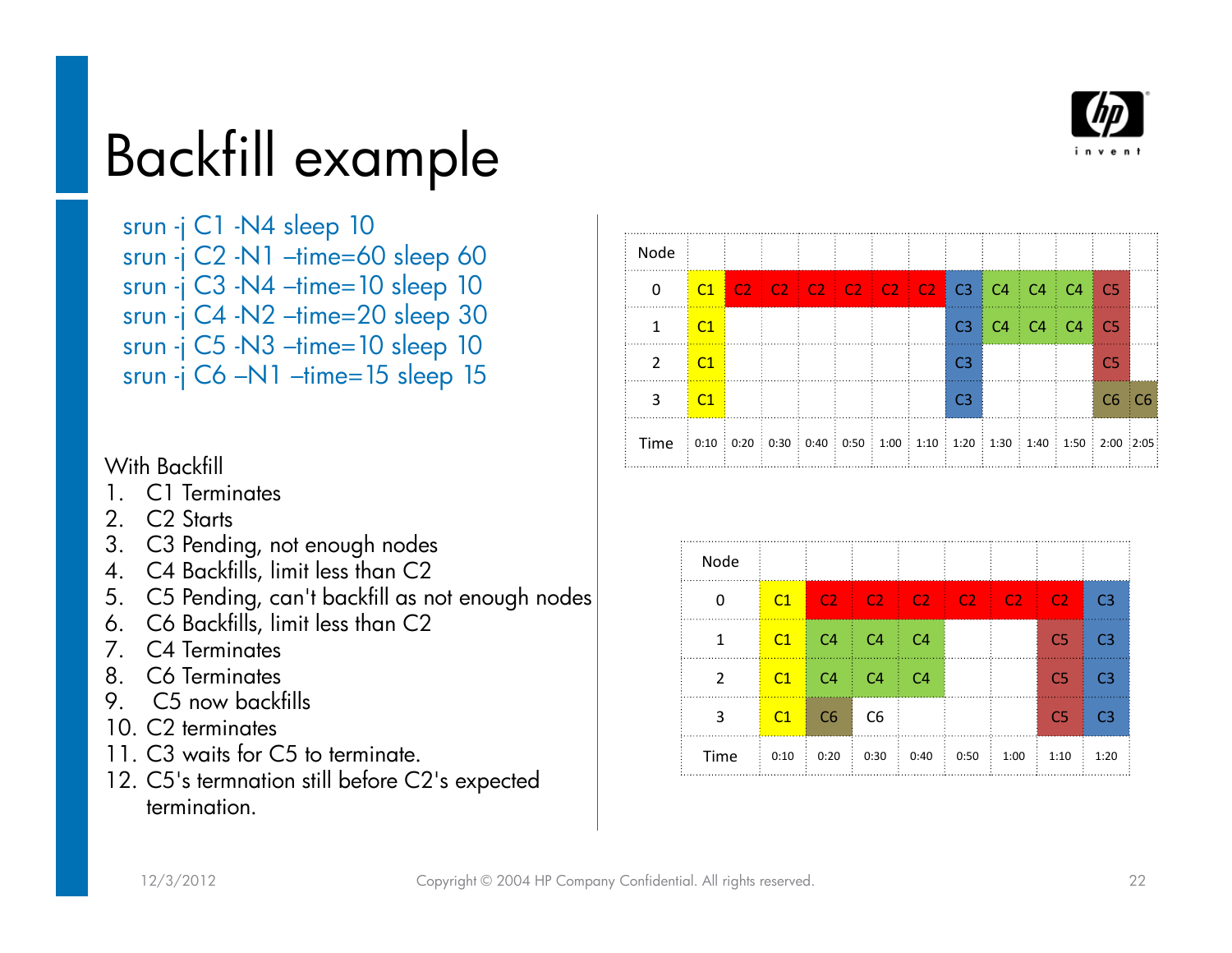# Backfill example

```
srun -j C1 -N4 sleep 10
srun -j C2 -N1 –time=60 sleep 60
srun -j C3 -N4 –time=10 sleep 10
srun -j C4 -N2 –time=20 sleep 30
srun -j C5 -N3 –time=10 sleep 10
srun -j C6 –N1 –time=15 sleep 15
```

| Node | | | | | | | | | | | | | |
|---|---|---|---|---|---|---|---|---|---|---|---|---|---|
| 0 | C1 | C2 | C2 | C2 | C2 | C2 | C2 | C3 | C4 | C4 | C4 | C5 | |
| 1 | C1 | | | | | | | C3 | C4 | C4 | C4 | C5 | |
| 2 | C1 | | | | | | | C3 | | | | C5 | |
| 3 | C1 | | | | | | | C3 | | | | C6 | C6 |
| Time | 0:10 | 0:20 | 0:30 | 0:40 | 0:50 | 1:00 | 1:10 | 1:20 | 1:30 | 1:40 | 1:50 | 2:00 | 2:05 |

With Backfill

1. C1 Terminates
2. C2 Starts
3. C3 Pending, not enough nodes
4. C4 Backfills, limit less than C2
5. C5 Pending, can't backfill as not enough nodes
6. C6 Backfills, limit less than C2
7. C4 Terminates
8. C6 Terminates
9. C5 now backfills
10. C2 terminates
11. C3 waits for C5 to terminate.
12. C5's termnation still before C2's expected termination.

| Node | | | | | | | | |
|---|---|---|---|---|---|---|---|---|
| 0 | C1 | C2 | C2 | C2 | C2 | C2 | C2 | C3 |
| 1 | C1 | C4 | C4 | C4 | | | C5 | C3 |
| 2 | C1 | C4 | C4 | C4 | | | C5 | C3 |
| 3 | C1 | C6 | C6 | | | | C5 | C3 |
| Time | 0:10 | 0:20 | 0:30 | 0:40 | 0:50 | 1:00 | 1:10 | 1:20 |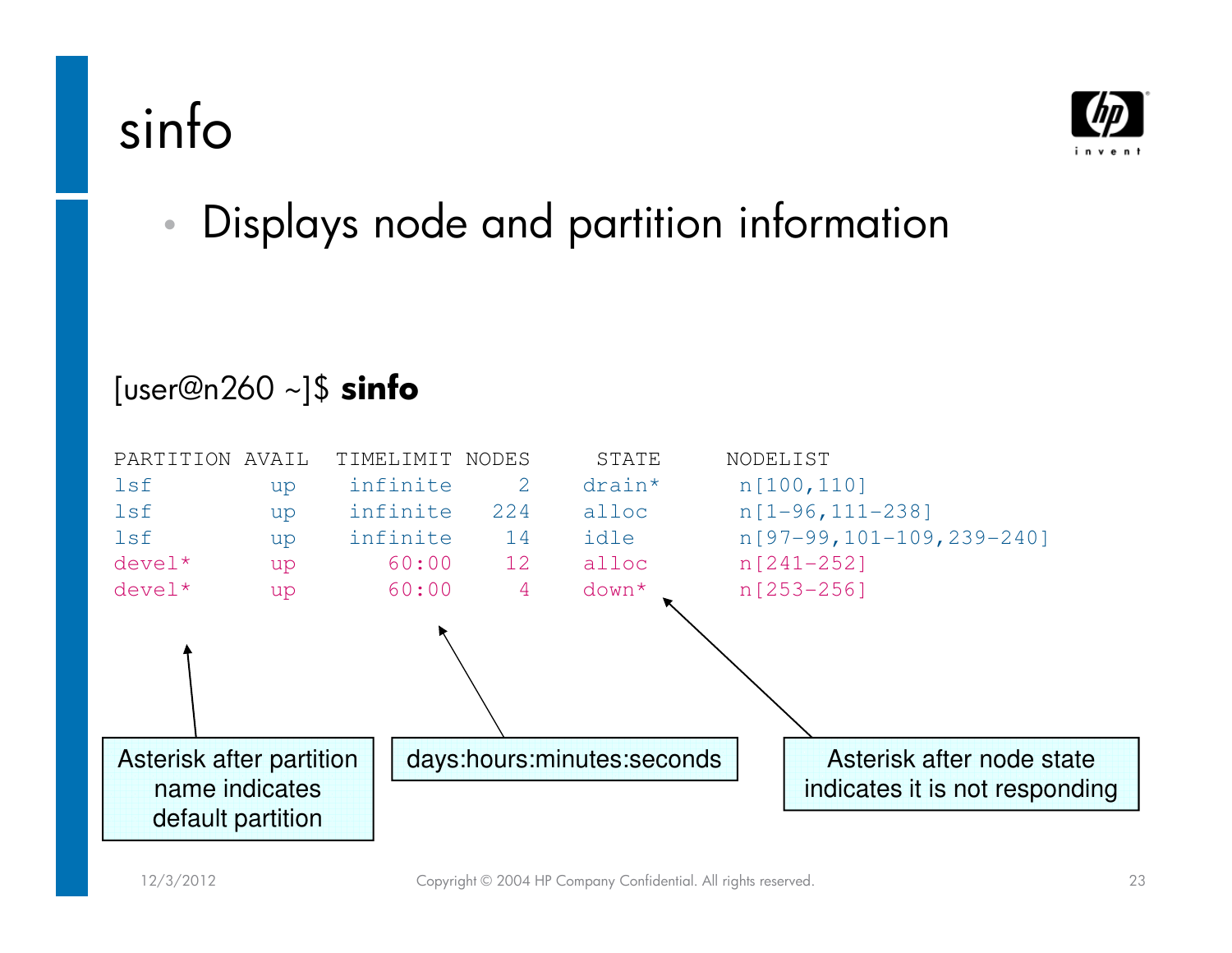# sinfo

- Displays node and partition information

[user@n260 ~]$ **sinfo**

```
PARTITION AVAIL  TIMELIMIT NODES     STATE     NODELIST
lsf          up   infinite     2    drain*      n[100,110]
lsf          up   infinite   224    alloc       n[1-96,111-238]
lsf          up   infinite    14    idle        n[97-99,101-109,239-240]
devel*       up      60:00    12    alloc       n[241-252]
devel*       up      60:00     4    down*       n[253-256]
```

Asterisk after partition name indicates default partition

days:hours:minutes:seconds

Asterisk after node state indicates it is not responding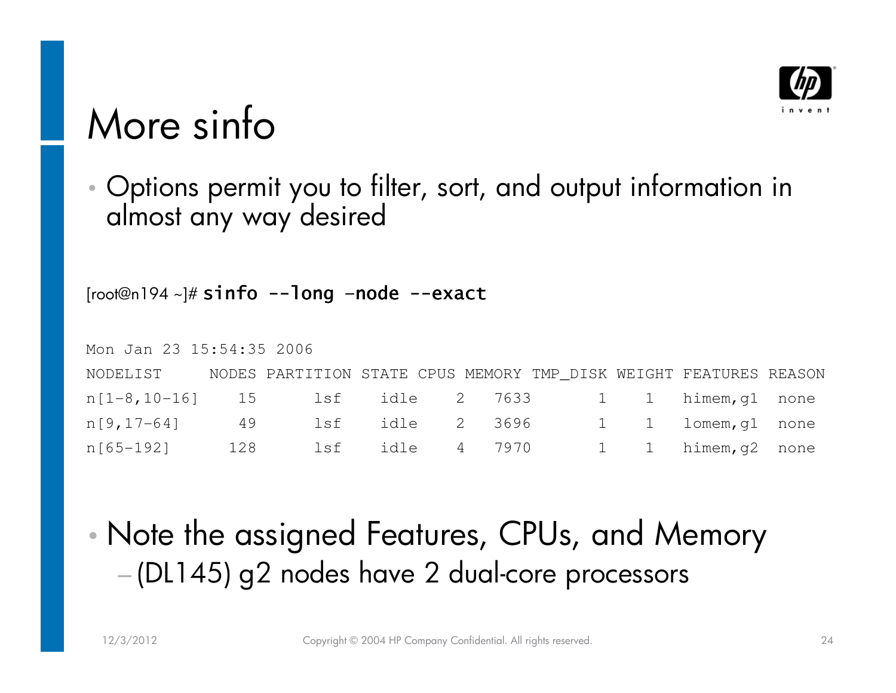# More sinfo

- Options permit you to filter, sort, and output information in almost any way desired

```
[root@n194 ~]# sinfo --long –node --exact

Mon Jan 23 15:54:35 2006
NODELIST      NODES PARTITION STATE CPUS MEMORY TMP_DISK WEIGHT FEATURES REASON
n[1-8,10-16]    15       lsf     idle    2    7633        1      1   himem,g1   none
n[9,17-64]      49       lsf     idle    2    3696        1      1   lomem,g1   none
n[65-192]      128       lsf     idle    4    7970        1      1   himem,g2   none
```

- Note the assigned Features, CPUs, and Memory
  - (DL145) g2 nodes have 2 dual-core processors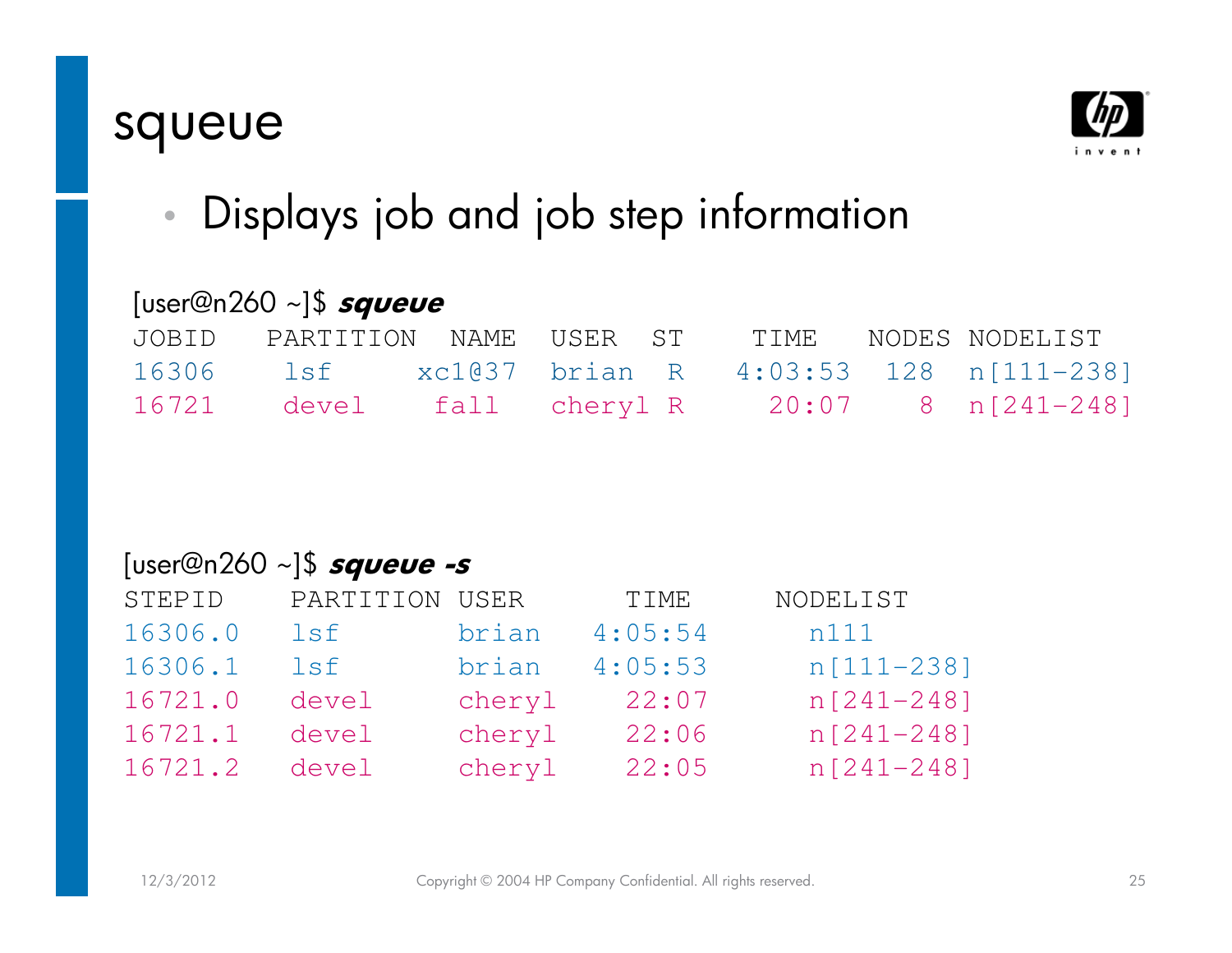# squeue

- Displays job and job step information

```
[user@n260 ~]$ squeue
JOBID    PARTITION  NAME   USER   ST    TIME   NODES NODELIST
16306     lsf      xc1@37  brian   R  4:03:53   128  n[111-238]
16721    devel      fall   cheryl R    20:07     8  n[241-248]
```

```
[user@n260 ~]$ squeue -s
STEPID     PARTITION USER      TIME     NODELIST
16306.0    lsf       brian   4:05:54     n111
16306.1    lsf       brian   4:05:53     n[111-238]
16721.0    devel     cheryl    22:07     n[241-248]
16721.1    devel     cheryl    22:06     n[241-248]
16721.2    devel     cheryl    22:05     n[241-248]
```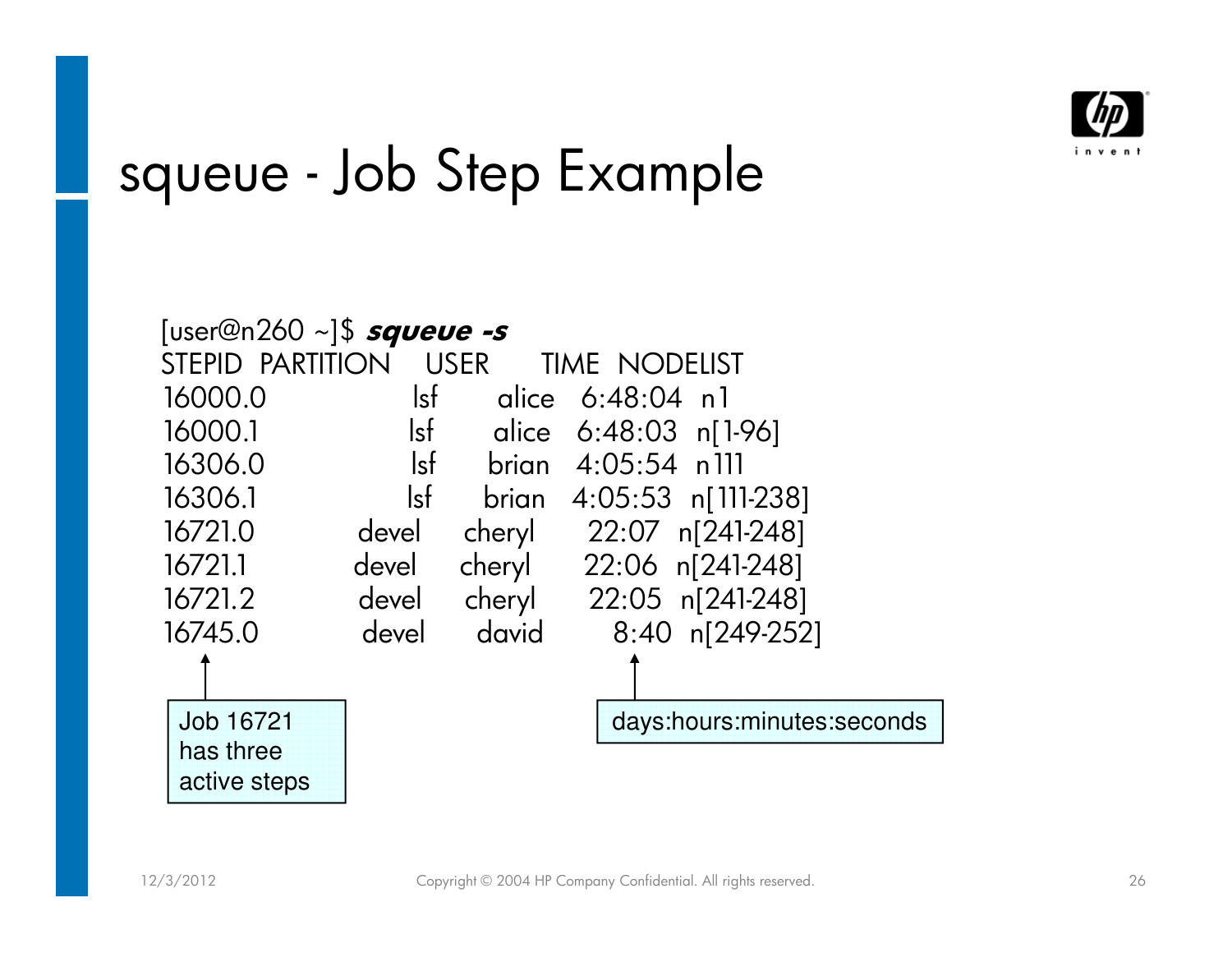# squeue - Job Step Example

```
[user@n260 ~]$ squeue -s
STEPID  PARTITION  USER     TIME  NODELIST
16000.0      lsf   alice  6:48:04  n1
16000.1      lsf   alice  6:48:03  n[1-96]
16306.0      lsf   brian  4:05:54  n111
16306.1      lsf   brian  4:05:53  n[111-238]
16721.0    devel  cheryl    22:07  n[241-248]
16721.1    devel  cheryl    22:06  n[241-248]
16721.2    devel  cheryl    22:05  n[241-248]
16745.0    devel   david     8:40  n[249-252]
```

Job 16721 has three active steps

days:hours:minutes:seconds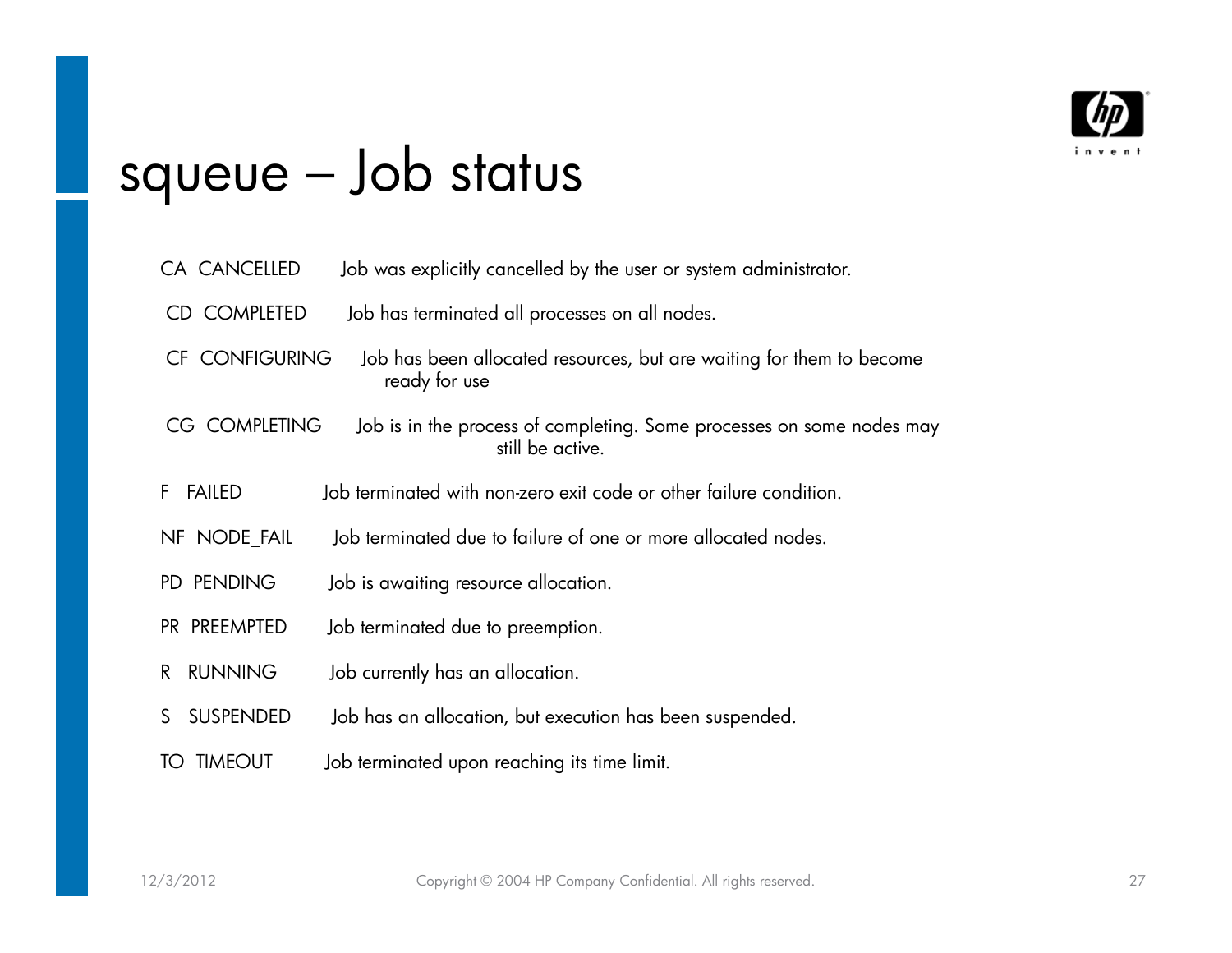# squeue – Job status

| Code | State | Description |
|---|---|---|
| CA | CANCELLED | Job was explicitly cancelled by the user or system administrator. |
| CD | COMPLETED | Job has terminated all processes on all nodes. |
| CF | CONFIGURING | Job has been allocated resources, but are waiting for them to become ready for use |
| CG | COMPLETING | Job is in the process of completing. Some processes on some nodes may still be active. |
| F | FAILED | Job terminated with non-zero exit code or other failure condition. |
| NF | NODE_FAIL | Job terminated due to failure of one or more allocated nodes. |
| PD | PENDING | Job is awaiting resource allocation. |
| PR | PREEMPTED | Job terminated due to preemption. |
| R | RUNNING | Job currently has an allocation. |
| S | SUSPENDED | Job has an allocation, but execution has been suspended. |
| TO | TIMEOUT | Job terminated upon reaching its time limit. |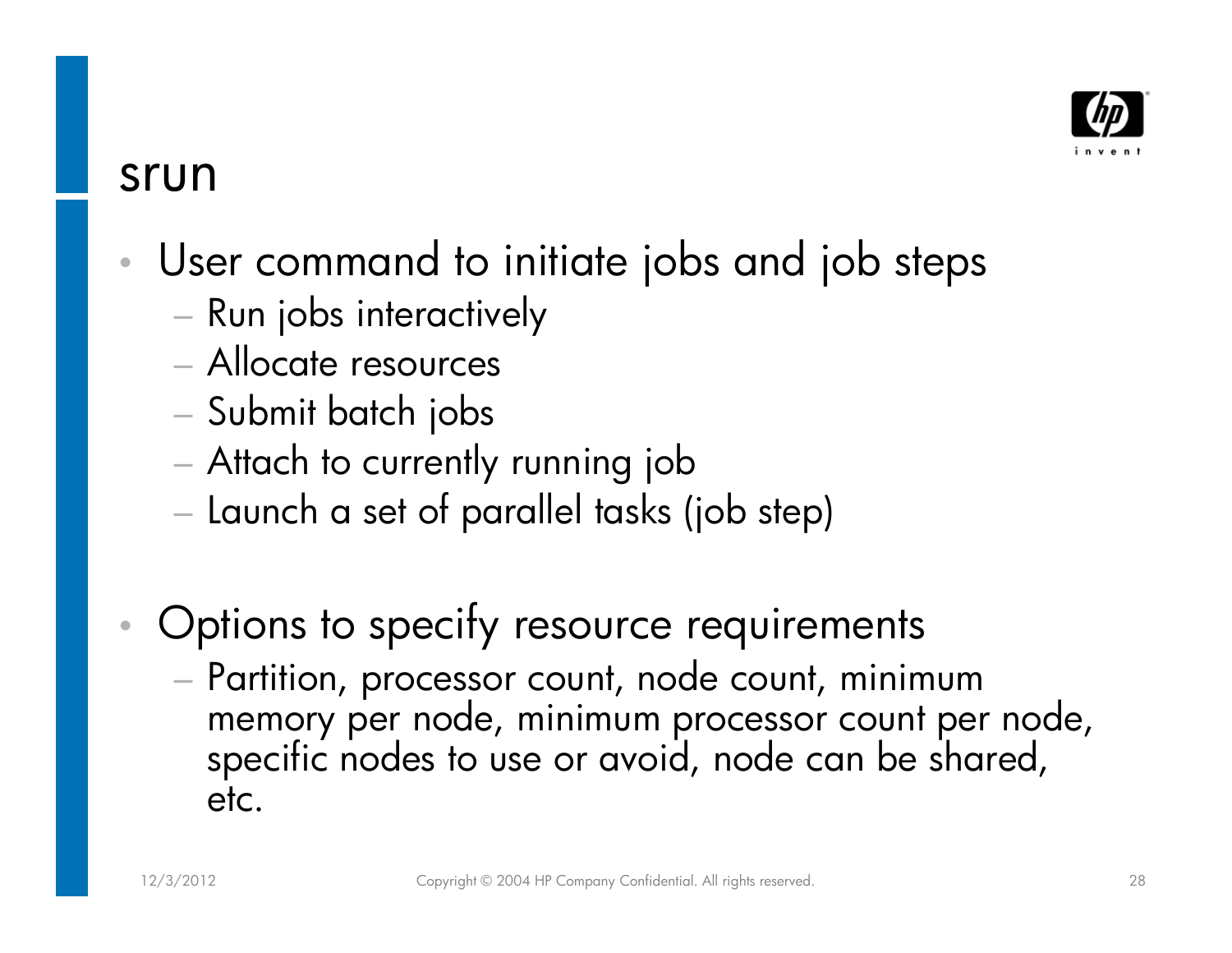# srun

- User command to initiate jobs and job steps
  - Run jobs interactively
  - Allocate resources
  - Submit batch jobs
  - Attach to currently running job
  - Launch a set of parallel tasks (job step)

- Options to specify resource requirements
  - Partition, processor count, node count, minimum memory per node, minimum processor count per node, specific nodes to use or avoid, node can be shared, etc.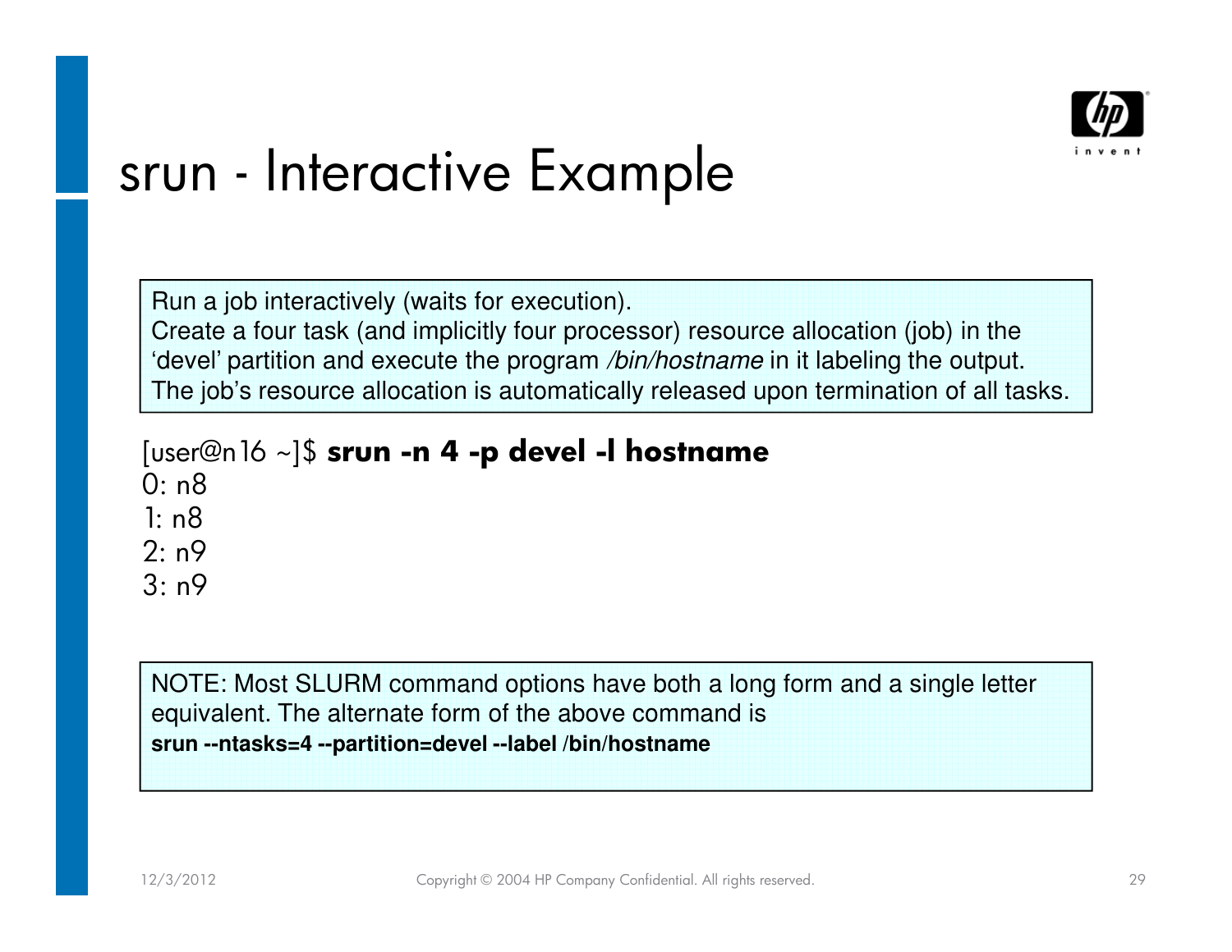# srun - Interactive Example

Run a job interactively (waits for execution).
Create a four task (and implicitly four processor) resource allocation (job) in the 'devel' partition and execute the program */bin/hostname* in it labeling the output.
The job's resource allocation is automatically released upon termination of all tasks.

```
[user@n16 ~]$ srun -n 4 -p devel -l hostname
0: n8
1: n8
2: n9
3: n9
```

NOTE: Most SLURM command options have both a long form and a single letter equivalent. The alternate form of the above command is
**srun --ntasks=4 --partition=devel --label /bin/hostname**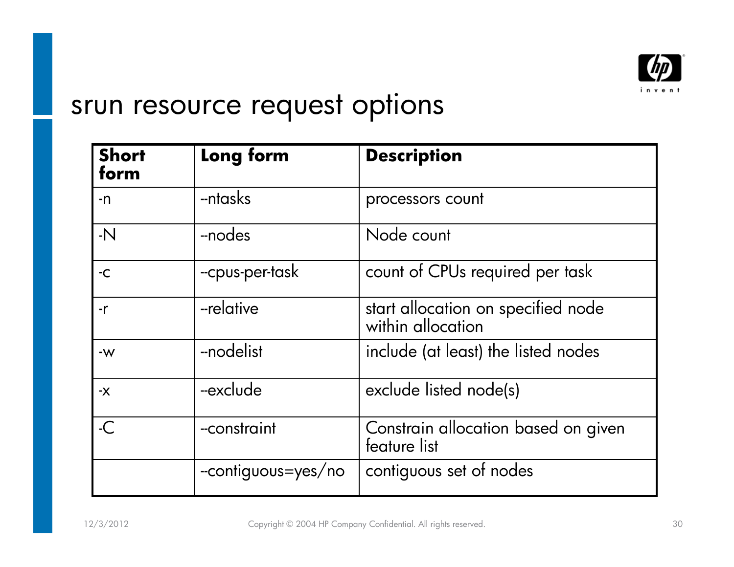# srun resource request options

| Short form | Long form | Description |
| --- | --- | --- |
| -n | --ntasks | processors count |
| -N | --nodes | Node count |
| -c | --cpus-per-task | count of CPUs required per task |
| -r | --relative | start allocation on specified node within allocation |
| -w | --nodelist | include (at least) the listed nodes |
| -x | --exclude | exclude listed node(s) |
| -C | --constraint | Constrain allocation based on given feature list |
| | --contiguous=yes/no | contiguous set of nodes |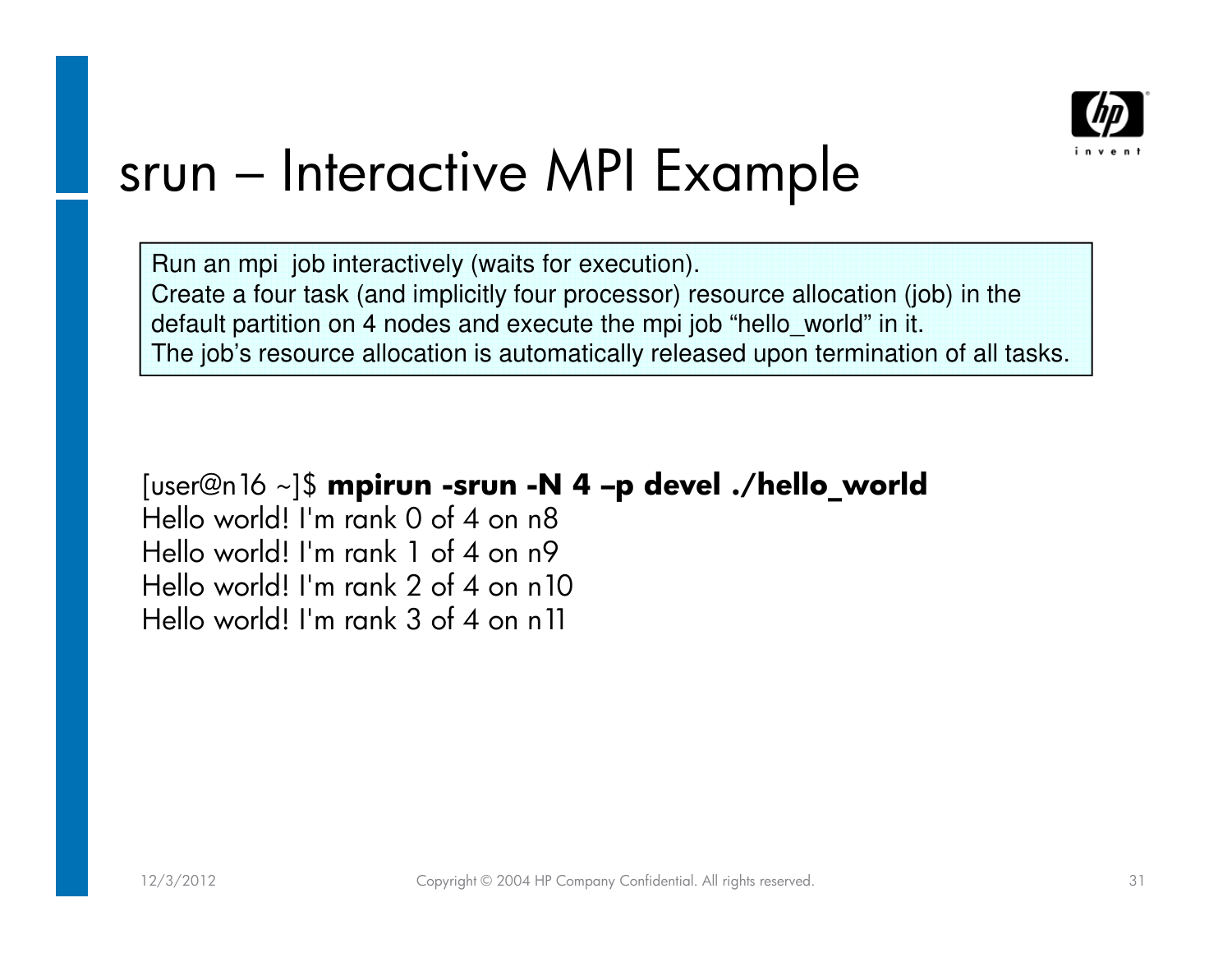# srun – Interactive MPI Example

Run an mpi job interactively (waits for execution).
Create a four task (and implicitly four processor) resource allocation (job) in the default partition on 4 nodes and execute the mpi job "hello_world" in it.
The job's resource allocation is automatically released upon termination of all tasks.

```
[user@n16 ~]$ mpirun -srun -N 4 –p devel ./hello_world
Hello world! I'm rank 0 of 4 on n8
Hello world! I'm rank 1 of 4 on n9
Hello world! I'm rank 2 of 4 on n10
Hello world! I'm rank 3 of 4 on n11
```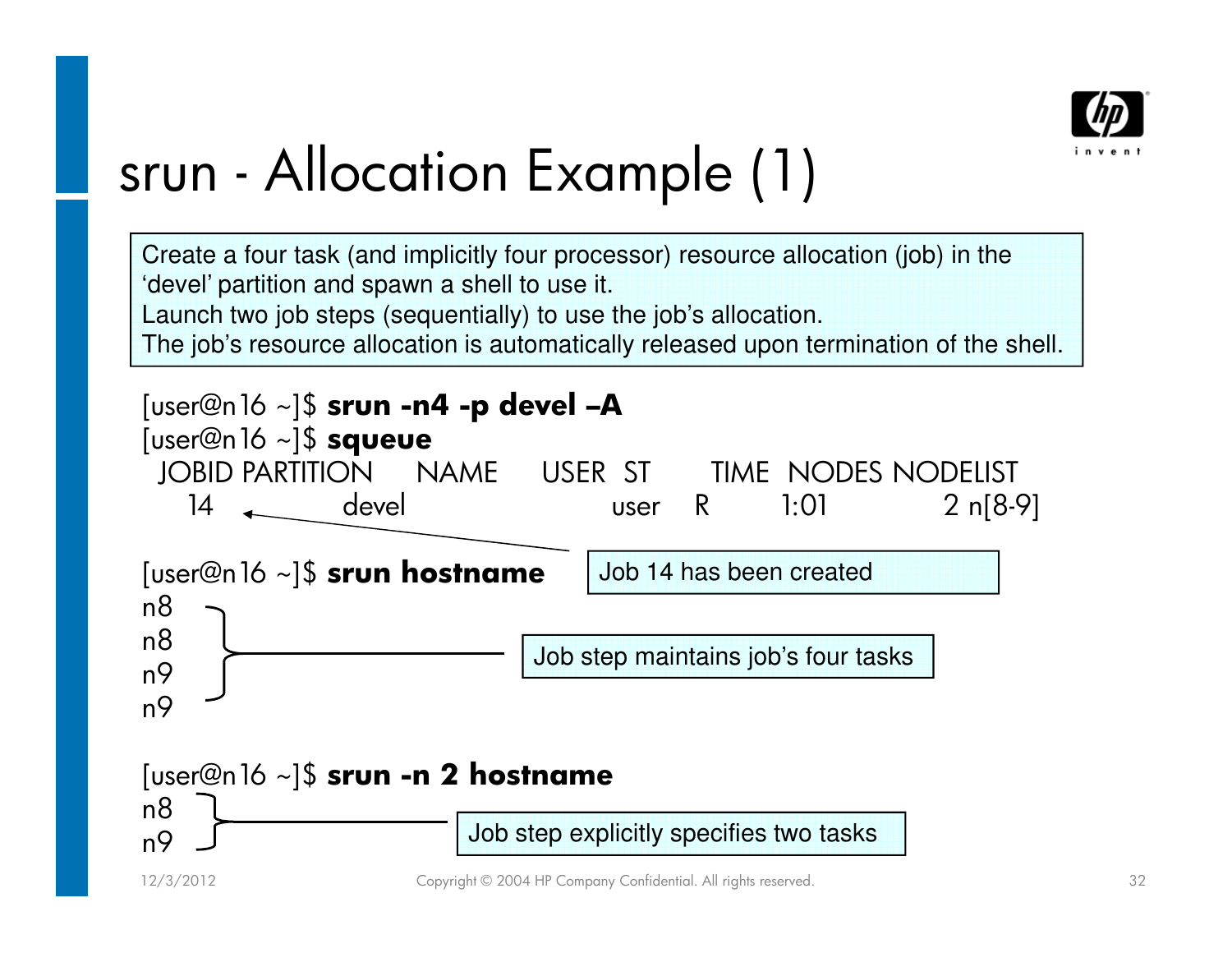# srun - Allocation Example (1)

Create a four task (and implicitly four processor) resource allocation (job) in the 'devel' partition and spawn a shell to use it.
Launch two job steps (sequentially) to use the job's allocation.
The job's resource allocation is automatically released upon termination of the shell.

```
[user@n16 ~]$ srun -n4 -p devel –A
[user@n16 ~]$ squeue
 JOBID PARTITION     NAME     USER  ST       TIME  NODES NODELIST
    14     devel              user   R       1:01      2 n[8-9]
```

Job 14 has been created

```
[user@n16 ~]$ srun hostname
n8
n8
n9
n9
```

Job step maintains job's four tasks

```
[user@n16 ~]$ srun -n 2 hostname
n8
n9
```

Job step explicitly specifies two tasks

12/3/2012 Copyright © 2004 HP Company Confidential. All rights reserved.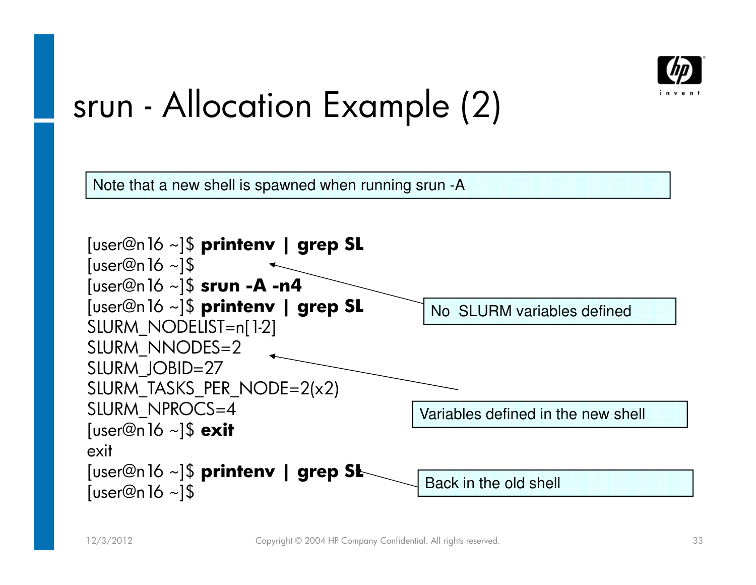# srun - Allocation Example (2)

Note that a new shell is spawned when running srun -A

```
[user@n16 ~]$ printenv | grep SL
[user@n16 ~]$
[user@n16 ~]$ srun -A -n4
[user@n16 ~]$ printenv | grep SL
SLURM_NODELIST=n[1-2]
SLURM_NNODES=2
SLURM_JOBID=27
SLURM_TASKS_PER_NODE=2(x2)
SLURM_NPROCS=4
[user@n16 ~]$ exit
exit
[user@n16 ~]$ printenv | grep SL
[user@n16 ~]$
```

No SLURM variables defined

Variables defined in the new shell

Back in the old shell

12/3/2012

Copyright © 2004 HP Company Confidential. All rights reserved.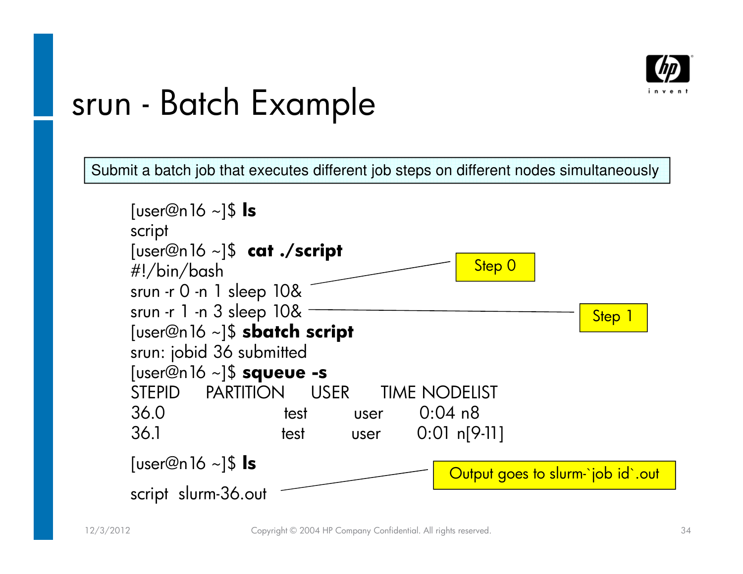# srun - Batch Example

Submit a batch job that executes different job steps on different nodes simultaneously

```
[user@n16 ~]$ ls
script
[user@n16 ~]$ cat ./script
#!/bin/bash
srun -r 0 -n 1 sleep 10&
srun -r 1 -n 3 sleep 10&
[user@n16 ~]$ sbatch script
srun: jobid 36 submitted
[user@n16 ~]$ squeue -s
STEPID    PARTITION    USER    TIME NODELIST
36.0           test    user    0:04 n8
36.1           test    user    0:01 n[9-11]
[user@n16 ~]$ ls
script  slurm-36.out
```

Step 0

Step 1

Output goes to slurm-`job id`.out

12/3/2012

Copyright © 2004 HP Company Confidential. All rights reserved.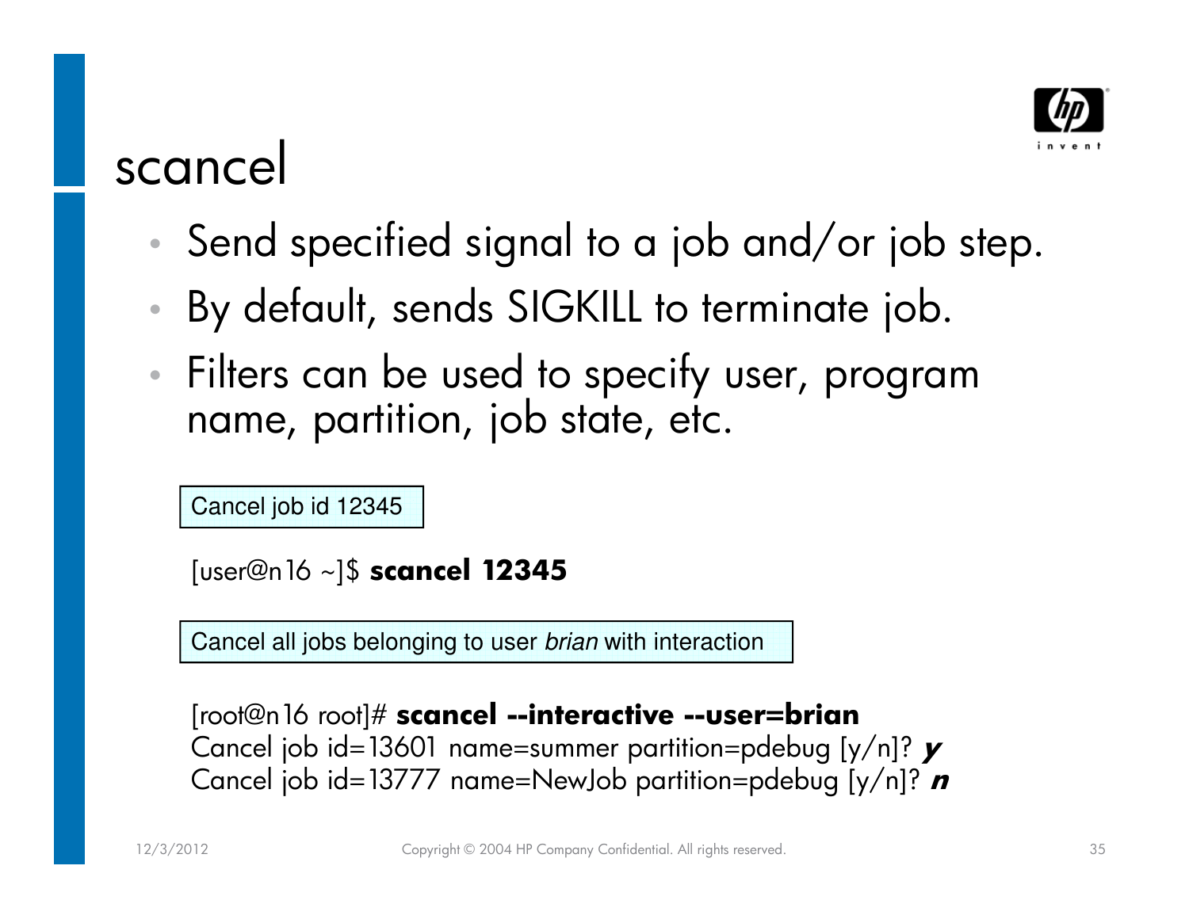# scancel

- Send specified signal to a job and/or job step.
- By default, sends SIGKILL to terminate job.
- Filters can be used to specify user, program name, partition, job state, etc.

Cancel job id 12345

```
[user@n16 ~]$ scancel 12345
```

Cancel all jobs belonging to user *brian* with interaction

```
[root@n16 root]# scancel --interactive --user=brian
Cancel job id=13601 name=summer partition=pdebug [y/n]? y
Cancel job id=13777 name=NewJob partition=pdebug [y/n]? n
```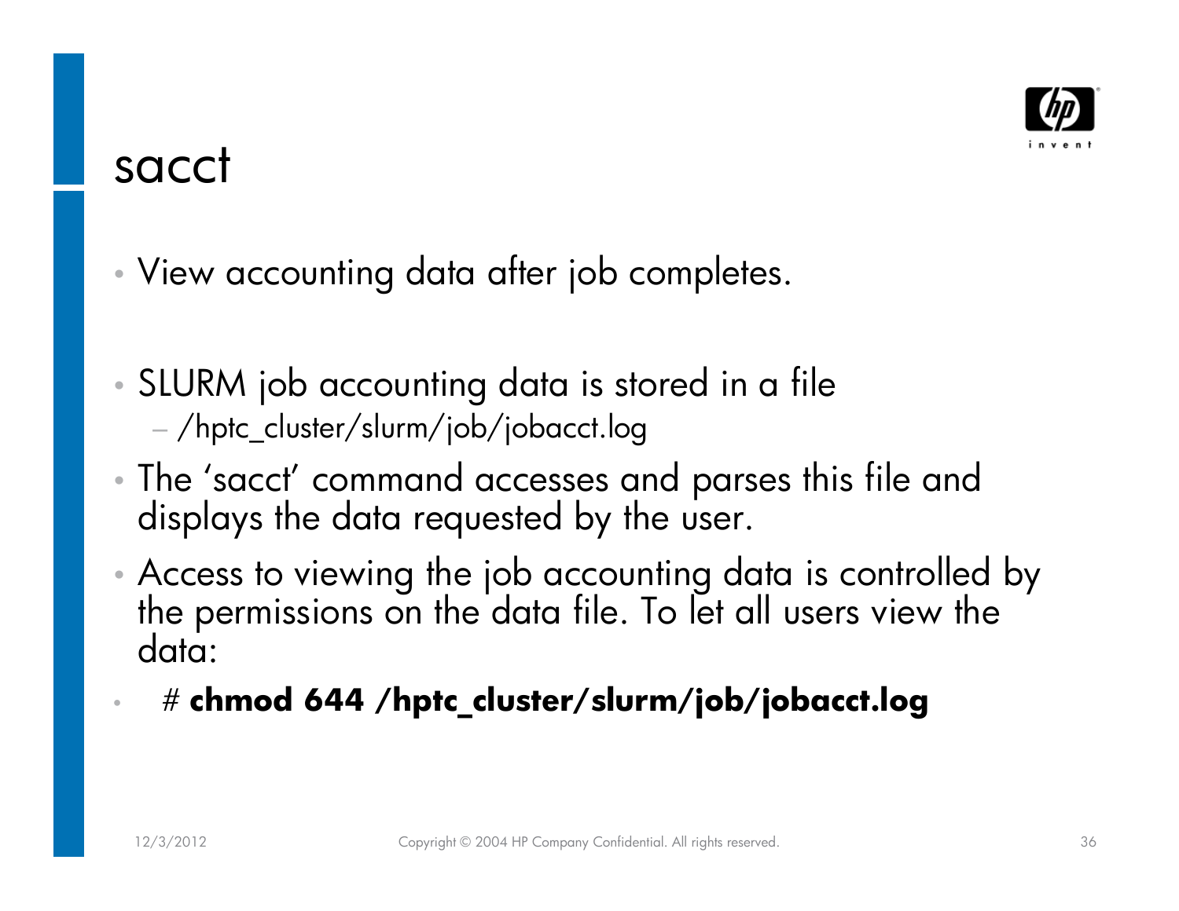# sacct

- View accounting data after job completes.

- SLURM job accounting data is stored in a file
  - /hptc_cluster/slurm/job/jobacct.log
- The ‘sacct’ command accesses and parses this file and displays the data requested by the user.
- Access to viewing the job accounting data is controlled by the permissions on the data file. To let all users view the data:
- # **chmod 644 /hptc_cluster/slurm/job/jobacct.log**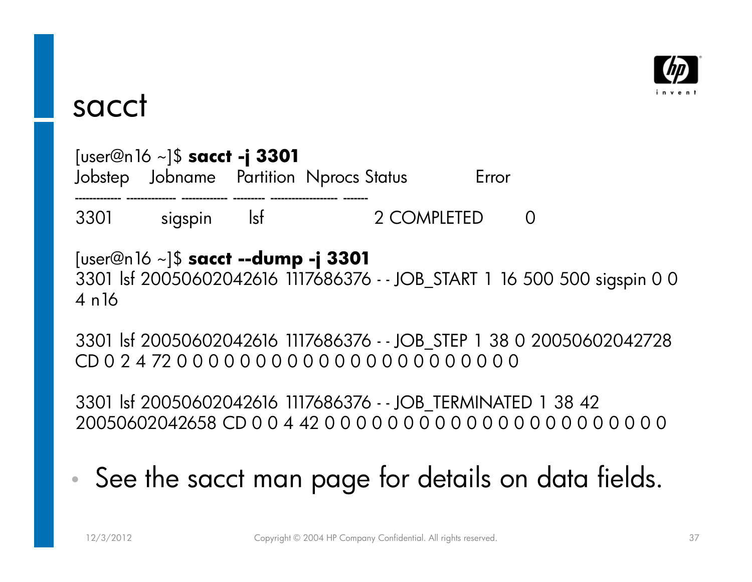# sacct

```
[user@n16 ~]$ sacct -j 3301
Jobstep    Jobname    Partition  Nprocs Status          Error
---------- ---------- ---------- ------ --------------- ------
3301       sigspin    lsf             2 COMPLETED           0
```

```
[user@n16 ~]$ sacct --dump -j 3301
3301 lsf 20050602042616 1117686376 - - JOB_START 1 16 500 500 sigspin 0 0
4 n16

3301 lsf 20050602042616 1117686376 - - JOB_STEP 1 38 0 20050602042728
CD 0 2 4 72 0 0 0 0 0 0 0 0 0 0 0 0 0 0 0 0 0 0 0 0 0 0

3301 lsf 20050602042616 1117686376 - - JOB_TERMINATED 1 38 42
20050602042658 CD 0 0 4 42 0 0 0 0 0 0 0 0 0 0 0 0 0 0 0 0 0 0 0 0 0 0
```

- See the sacct man page for details on data fields.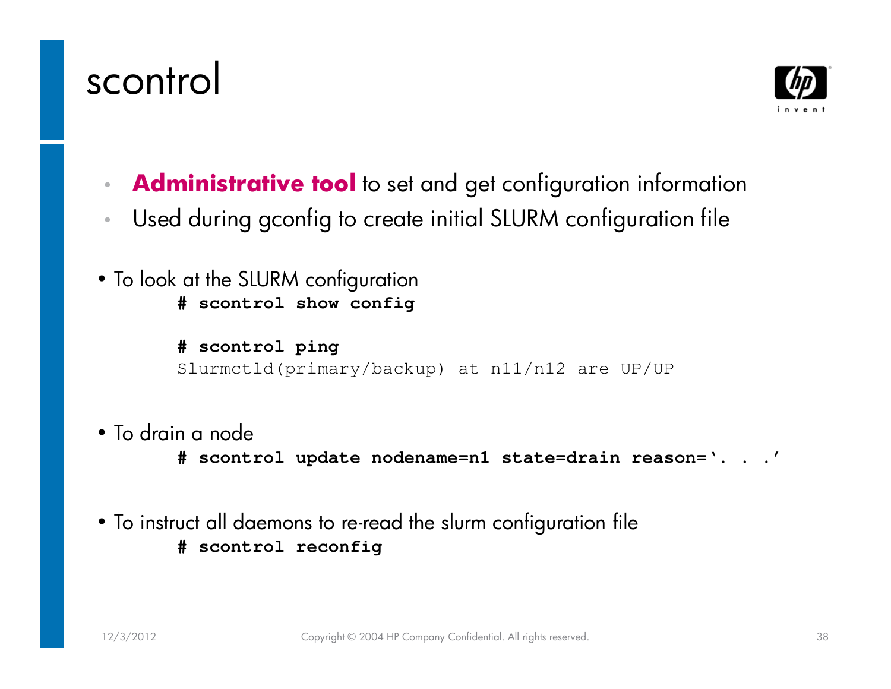# scontrol

- **Administrative tool** to set and get configuration information
- Used during gconfig to create initial SLURM configuration file

- To look at the SLURM configuration

```
# scontrol show config

# scontrol ping
Slurmctld(primary/backup) at n11/n12 are UP/UP
```

- To drain a node

```
# scontrol update nodename=n1 state=drain reason=‘. . .’
```

- To instruct all daemons to re-read the slurm configuration file

```
# scontrol reconfig
```

12/3/2012 Copyright © 2004 HP Company Confidential. All rights reserved.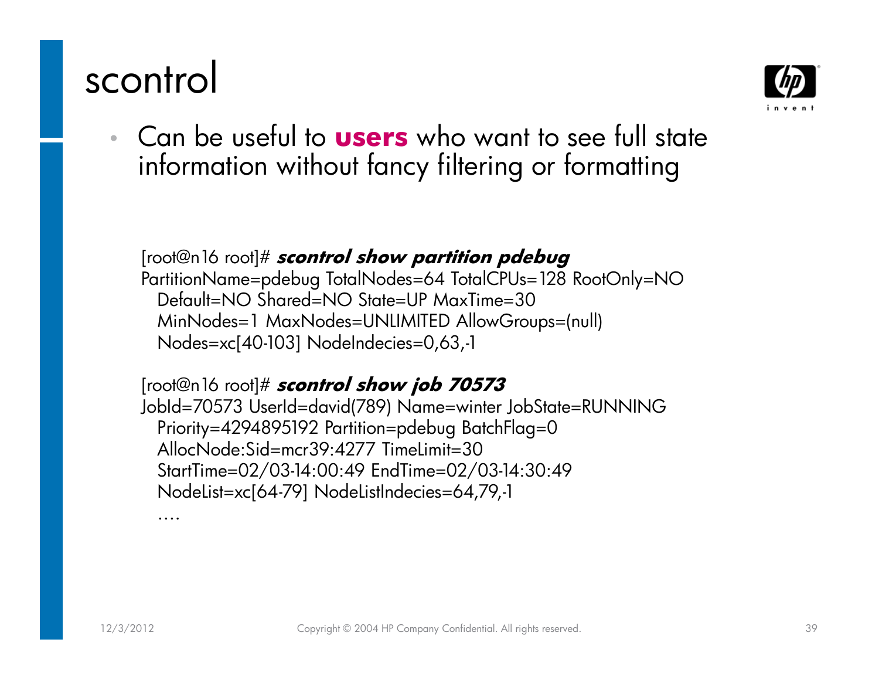# scontrol

- Can be useful to **users** who want to see full state information without fancy filtering or formatting

```
[root@n16 root]# scontrol show partition pdebug
PartitionName=pdebug TotalNodes=64 TotalCPUs=128 RootOnly=NO
  Default=NO Shared=NO State=UP MaxTime=30
  MinNodes=1 MaxNodes=UNLIMITED AllowGroups=(null)
  Nodes=xc[40-103] NodeIndecies=0,63,-1

[root@n16 root]# scontrol show job 70573
JobId=70573 UserId=david(789) Name=winter JobState=RUNNING
  Priority=4294895192 Partition=pdebug BatchFlag=0
  AllocNode:Sid=mcr39:4277 TimeLimit=30
  StartTime=02/03-14:00:49 EndTime=02/03-14:30:49
  NodeList=xc[64-79] NodeListIndecies=64,79,-1
  ….
```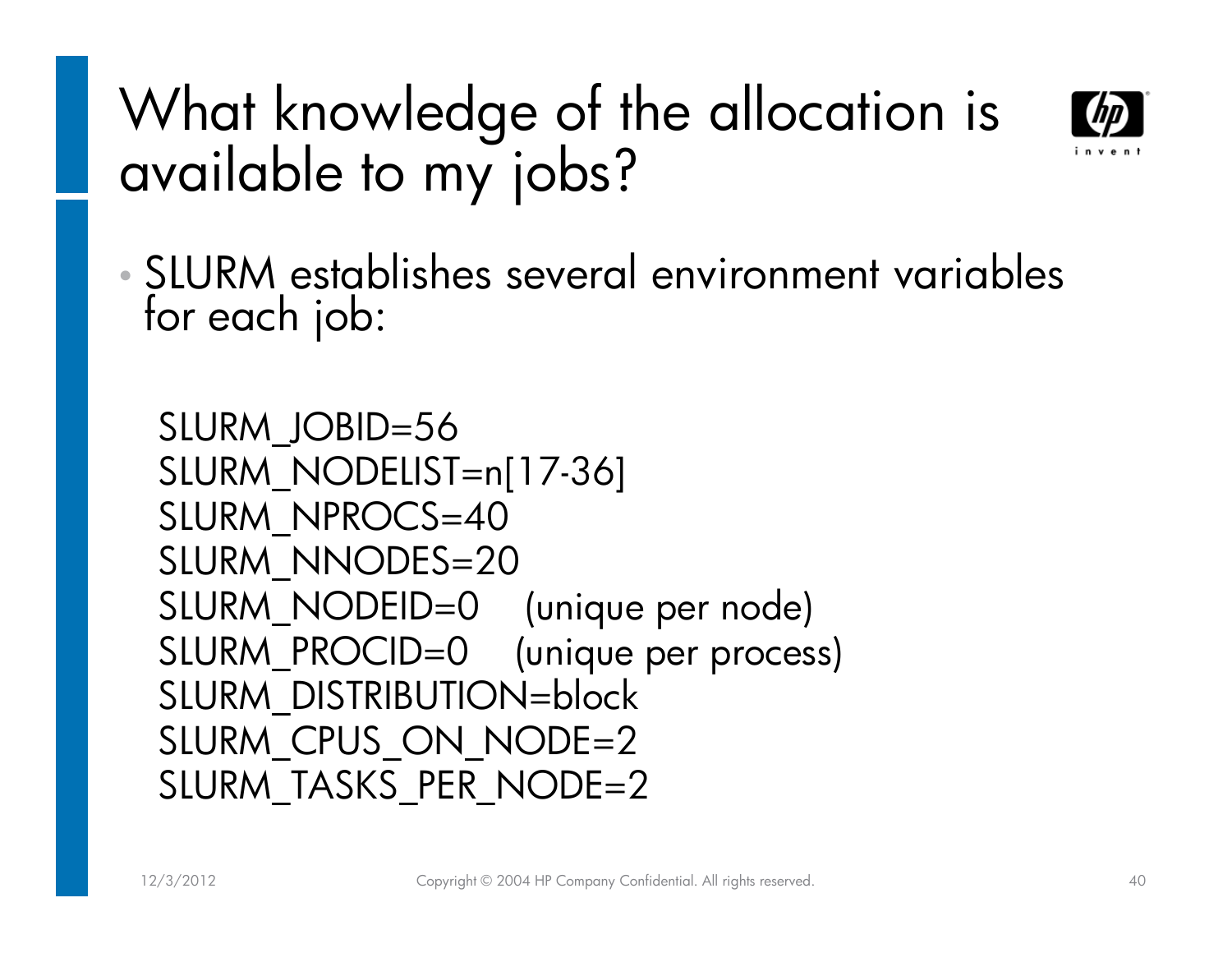# What knowledge of the allocation is available to my jobs?

- SLURM establishes several environment variables for each job:

```
SLURM_JOBID=56
SLURM_NODELIST=n[17-36]
SLURM_NPROCS=40
SLURM_NNODES=20
SLURM_NODEID=0    (unique per node)
SLURM_PROCID=0    (unique per process)
SLURM_DISTRIBUTION=block
SLURM_CPUS_ON_NODE=2
SLURM_TASKS_PER_NODE=2
```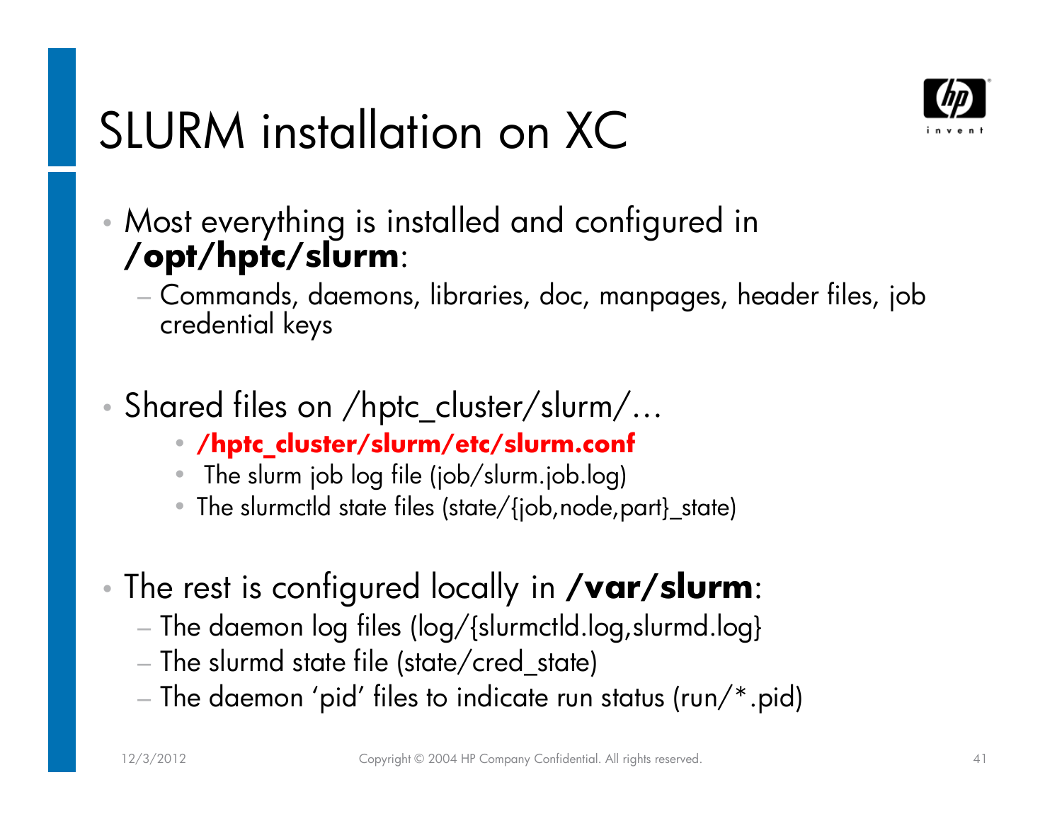# SLURM installation on XC

- Most everything is installed and configured in **/opt/hptc/slurm**:
  - Commands, daemons, libraries, doc, manpages, header files, job credential keys

- Shared files on /hptc_cluster/slurm/…
  - **/hptc_cluster/slurm/etc/slurm.conf**
  - The slurm job log file (job/slurm.job.log)
  - The slurmctld state files (state/{job,node,part}_state)

- The rest is configured locally in **/var/slurm**:
  - The daemon log files (log/{slurmctld.log,slurmd.log}
  - The slurmd state file (state/cred_state)
  - The daemon 'pid' files to indicate run status (run/*.pid)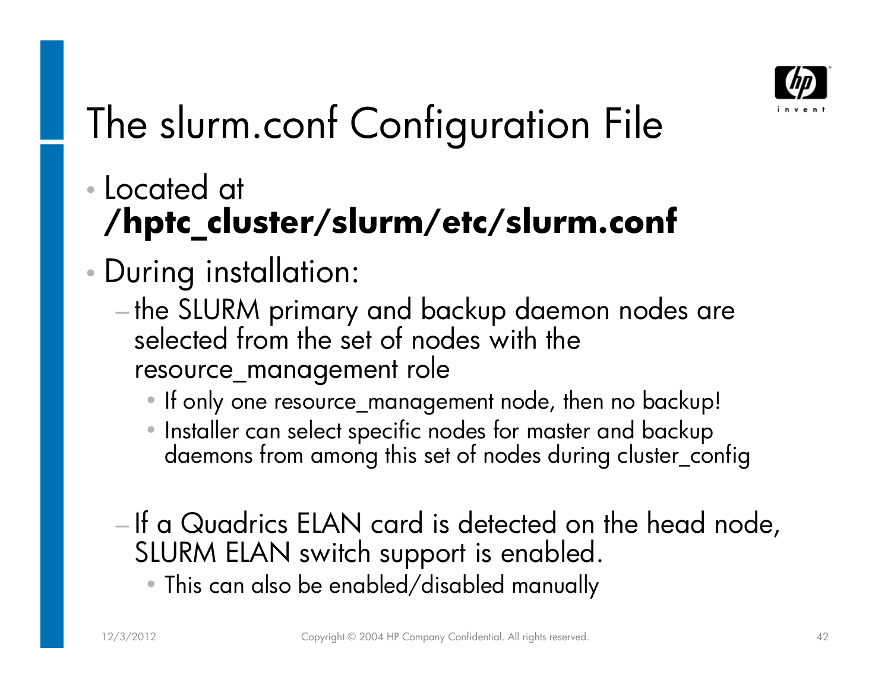# The slurm.conf Configuration File

- Located at **/hptc_cluster/slurm/etc/slurm.conf**
- During installation:
  - the SLURM primary and backup daemon nodes are selected from the set of nodes with the resource_management role
    - If only one resource_management node, then no backup!
    - Installer can select specific nodes for master and backup daemons from among this set of nodes during cluster_config
  - If a Quadrics ELAN card is detected on the head node, SLURM ELAN switch support is enabled.
    - This can also be enabled/disabled manually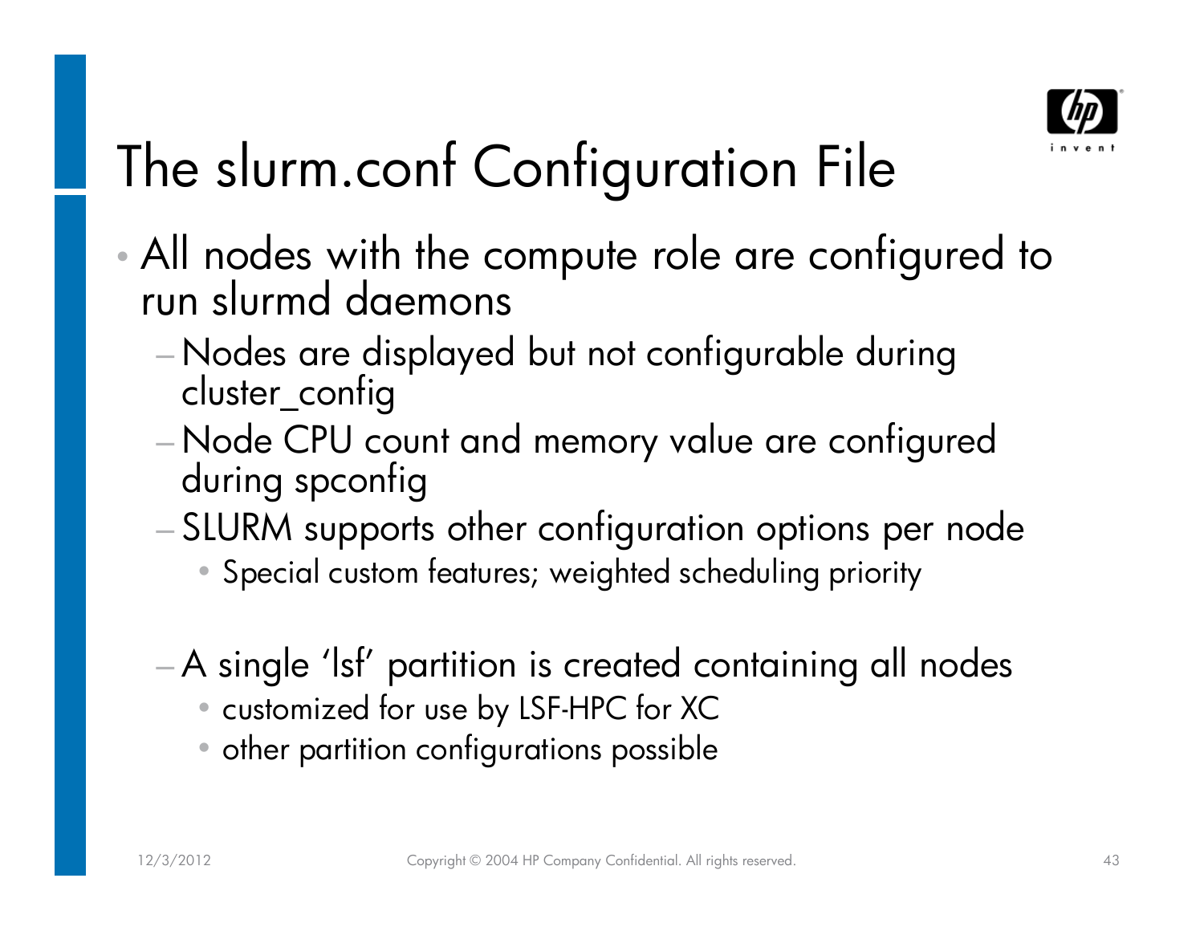# The slurm.conf Configuration File

- All nodes with the compute role are configured to run slurmd daemons
  - Nodes are displayed but not configurable during cluster_config
  - Node CPU count and memory value are configured during spconfig
  - SLURM supports other configuration options per node
    - Special custom features; weighted scheduling priority
  - A single 'lsf' partition is created containing all nodes
    - customized for use by LSF-HPC for XC
    - other partition configurations possible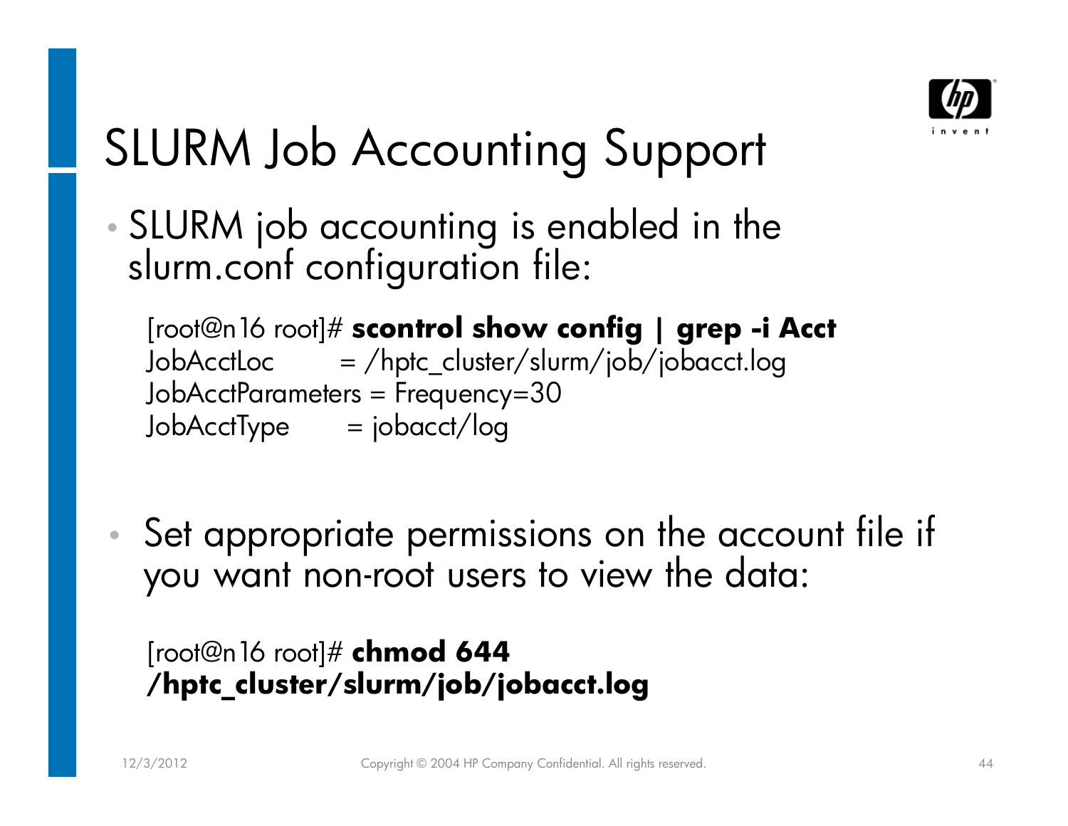# SLURM Job Accounting Support

- SLURM job accounting is enabled in the slurm.conf configuration file:

```
[root@n16 root]# scontrol show config | grep -i Acct
JobAcctLoc        = /hptc_cluster/slurm/job/jobacct.log
JobAcctParameters = Frequency=30
JobAcctType       = jobacct/log
```

- Set appropriate permissions on the account file if you want non-root users to view the data:

```
[root@n16 root]# chmod 644 /hptc_cluster/slurm/job/jobacct.log
```

12/3/2012 Copyright © 2004 HP Company Confidential. All rights reserved.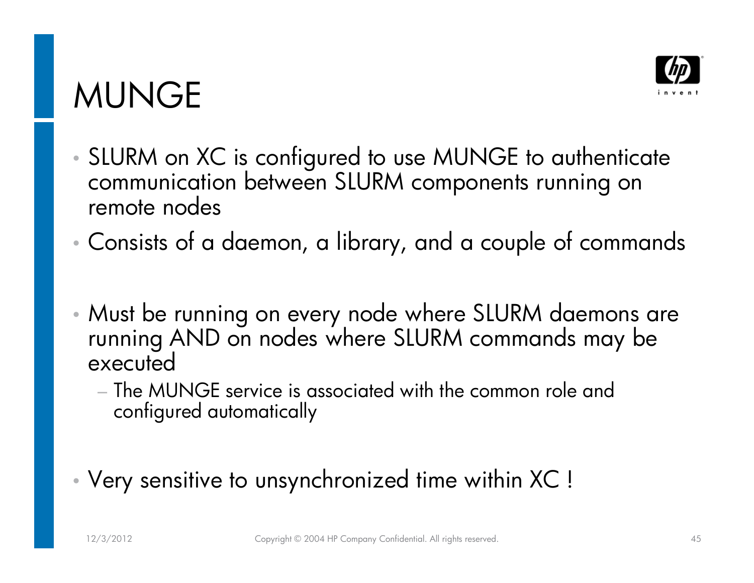# MUNGE

- SLURM on XC is configured to use MUNGE to authenticate communication between SLURM components running on remote nodes
- Consists of a daemon, a library, and a couple of commands
- Must be running on every node where SLURM daemons are running AND on nodes where SLURM commands may be executed
  - The MUNGE service is associated with the common role and configured automatically
- Very sensitive to unsynchronized time within XC !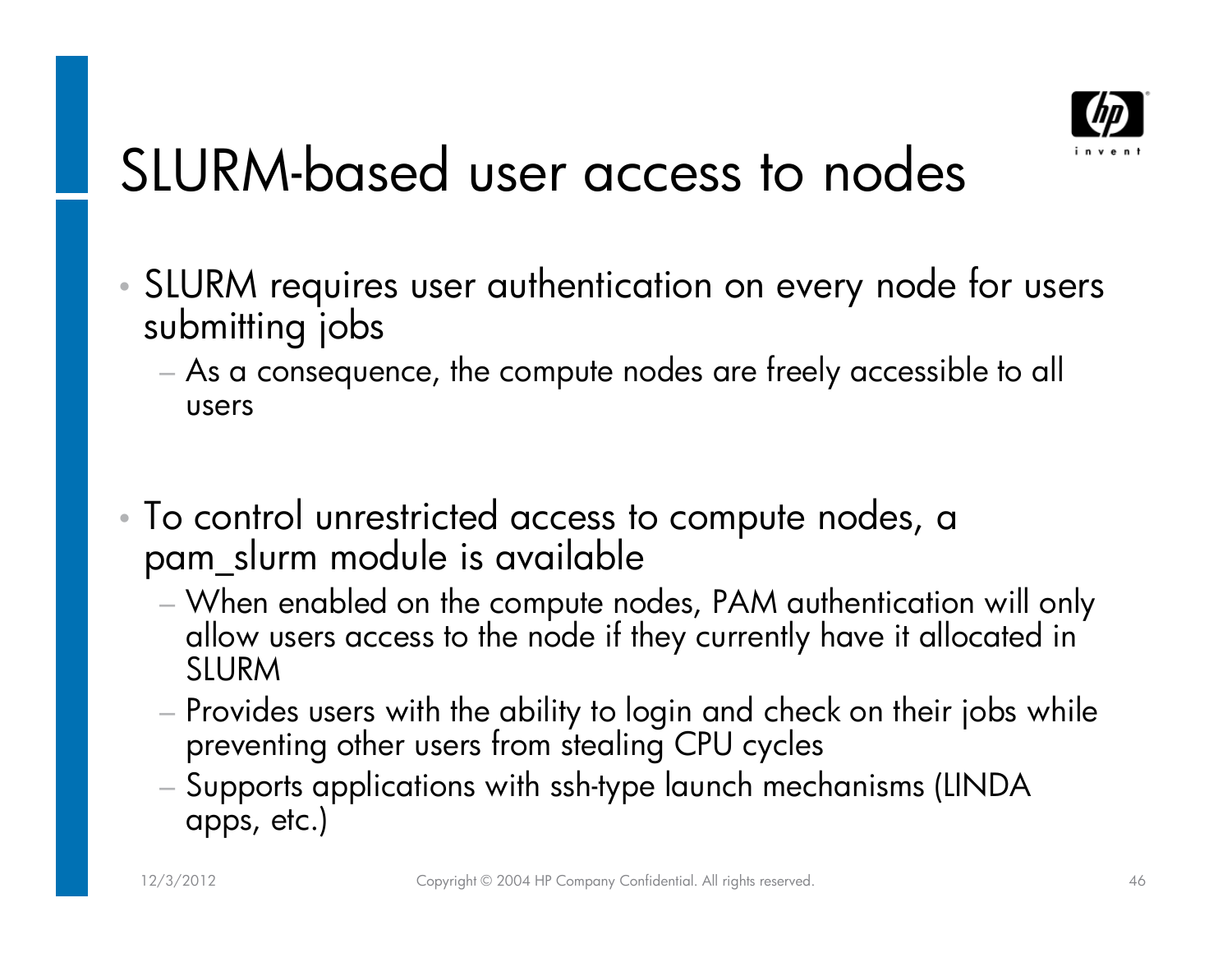# SLURM-based user access to nodes

- SLURM requires user authentication on every node for users submitting jobs
  - As a consequence, the compute nodes are freely accessible to all users

- To control unrestricted access to compute nodes, a pam_slurm module is available
  - When enabled on the compute nodes, PAM authentication will only allow users access to the node if they currently have it allocated in SLURM
  - Provides users with the ability to login and check on their jobs while preventing other users from stealing CPU cycles
  - Supports applications with ssh-type launch mechanisms (LINDA apps, etc.)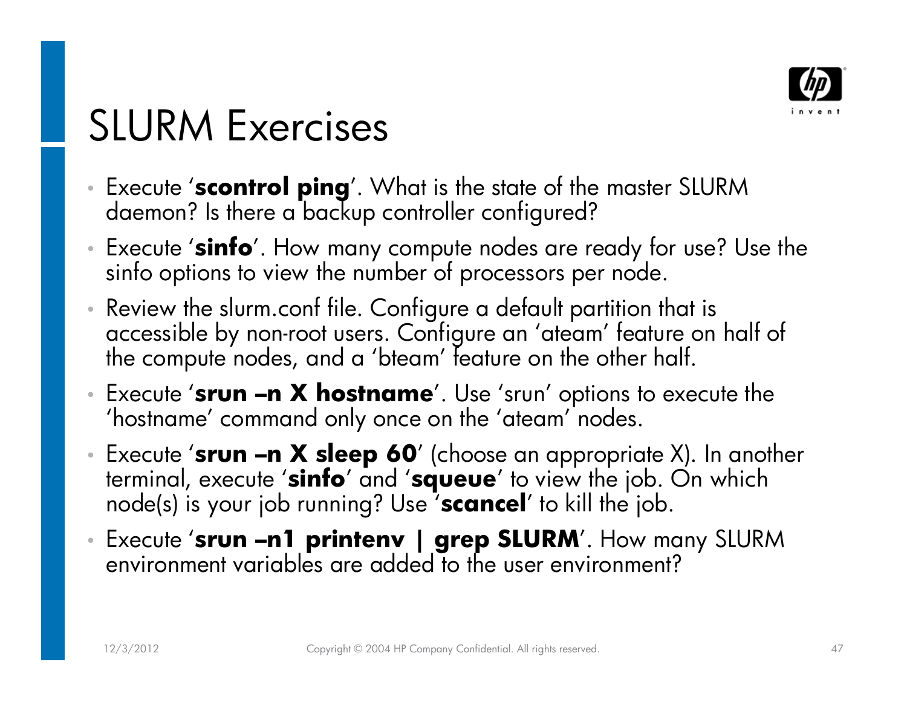# SLURM Exercises

- Execute '**scontrol ping**'. What is the state of the master SLURM daemon? Is there a backup controller configured?
- Execute '**sinfo**'. How many compute nodes are ready for use? Use the sinfo options to view the number of processors per node.
- Review the slurm.conf file. Configure a default partition that is accessible by non-root users. Configure an 'ateam' feature on half of the compute nodes, and a 'bteam' feature on the other half.
- Execute '**srun –n X hostname**'. Use 'srun' options to execute the 'hostname' command only once on the 'ateam' nodes.
- Execute '**srun –n X sleep 60**' (choose an appropriate X). In another terminal, execute '**sinfo**' and '**squeue**' to view the job. On which node(s) is your job running? Use '**scancel**' to kill the job.
- Execute '**srun –n1 printenv | grep SLURM**'. How many SLURM environment variables are added to the user environment?

12/3/2012 Copyright © 2004 HP Company Confidential. All rights reserved.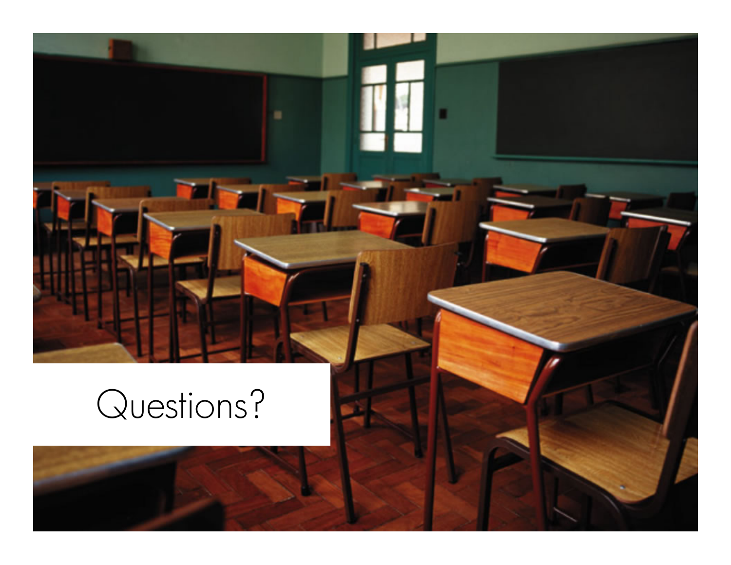Questions?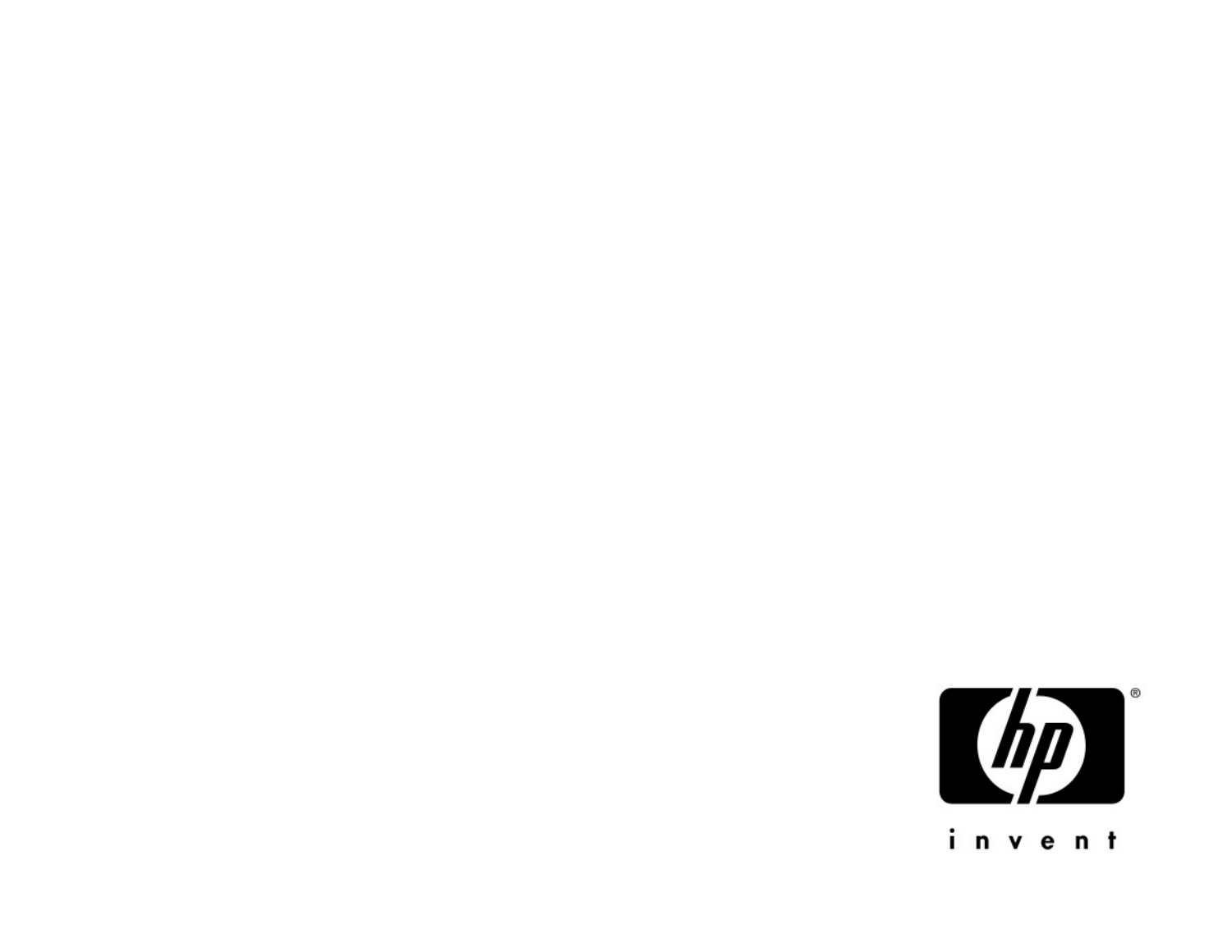invent